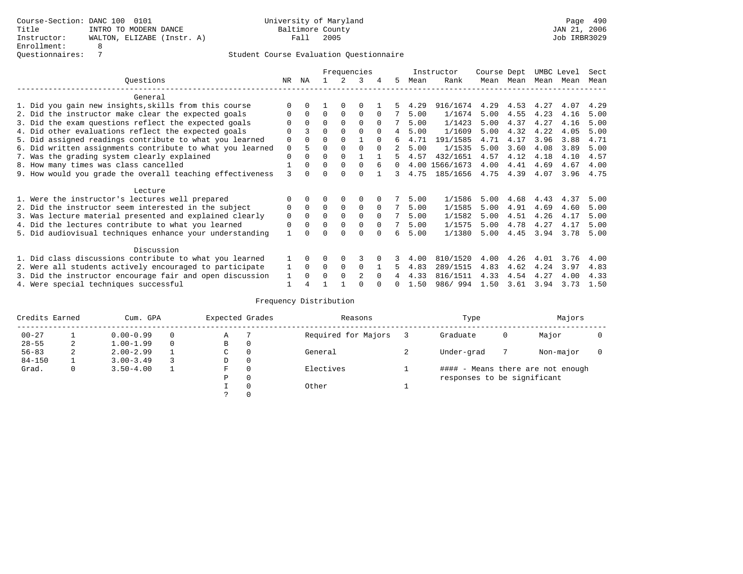Course-Section: DANC 100 0101
Title: INTRO TO MODERN DANCE
Instructor: WALTON, ELIZABE (Instr. A)
Enrollment: 8
Questionnaires: 7

University of Maryland
Baltimore County
Fall 2005

JAN 21, 2006
Job IRBR3029

## Student Course Evaluation Questionnaire

| Questions | NR | NA | 1 | 2 | 3 | 4 | 5 | Instructor Mean | Instructor Rank | Course Mean | Dept Mean | UMBC Mean | Level Mean | Sect Mean |
|---|---|---|---|---|---|---|---|---|---|---|---|---|---|---|
| **General** | | | | | | | | | | | | | | |
| 1. Did you gain new insights,skills from this course | 0 | 0 | 1 | 0 | 0 | 1 | 5 | 4.29 | 916/1674 | 4.29 | 4.53 | 4.27 | 4.07 | 4.29 |
| 2. Did the instructor make clear the expected goals | 0 | 0 | 0 | 0 | 0 | 0 | 7 | 5.00 | 1/1674 | 5.00 | 4.55 | 4.23 | 4.16 | 5.00 |
| 3. Did the exam questions reflect the expected goals | 0 | 0 | 0 | 0 | 0 | 0 | 7 | 5.00 | 1/1423 | 5.00 | 4.37 | 4.27 | 4.16 | 5.00 |
| 4. Did other evaluations reflect the expected goals | 0 | 3 | 0 | 0 | 0 | 0 | 4 | 5.00 | 1/1609 | 5.00 | 4.32 | 4.22 | 4.05 | 5.00 |
| 5. Did assigned readings contribute to what you learned | 0 | 0 | 0 | 0 | 1 | 0 | 6 | 4.71 | 191/1585 | 4.71 | 4.17 | 3.96 | 3.88 | 4.71 |
| 6. Did written assignments contribute to what you learned | 0 | 5 | 0 | 0 | 0 | 0 | 2 | 5.00 | 1/1535 | 5.00 | 3.60 | 4.08 | 3.89 | 5.00 |
| 7. Was the grading system clearly explained | 0 | 0 | 0 | 0 | 1 | 1 | 5 | 4.57 | 432/1651 | 4.57 | 4.12 | 4.18 | 4.10 | 4.57 |
| 8. How many times was class cancelled | 1 | 0 | 0 | 0 | 0 | 6 | 0 | 4.00 | 1566/1673 | 4.00 | 4.41 | 4.69 | 4.67 | 4.00 |
| 9. How would you grade the overall teaching effectiveness | 3 | 0 | 0 | 0 | 0 | 1 | 3 | 4.75 | 185/1656 | 4.75 | 4.39 | 4.07 | 3.96 | 4.75 |
| **Lecture** | | | | | | | | | | | | | | |
| 1. Were the instructor's lectures well prepared | 0 | 0 | 0 | 0 | 0 | 0 | 7 | 5.00 | 1/1586 | 5.00 | 4.68 | 4.43 | 4.37 | 5.00 |
| 2. Did the instructor seem interested in the subject | 0 | 0 | 0 | 0 | 0 | 0 | 7 | 5.00 | 1/1585 | 5.00 | 4.91 | 4.69 | 4.60 | 5.00 |
| 3. Was lecture material presented and explained clearly | 0 | 0 | 0 | 0 | 0 | 0 | 7 | 5.00 | 1/1582 | 5.00 | 4.51 | 4.26 | 4.17 | 5.00 |
| 4. Did the lectures contribute to what you learned | 0 | 0 | 0 | 0 | 0 | 0 | 7 | 5.00 | 1/1575 | 5.00 | 4.78 | 4.27 | 4.17 | 5.00 |
| 5. Did audiovisual techniques enhance your understanding | 1 | 0 | 0 | 0 | 0 | 0 | 6 | 5.00 | 1/1380 | 5.00 | 4.45 | 3.94 | 3.78 | 5.00 |
| **Discussion** | | | | | | | | | | | | | | |
| 1. Did class discussions contribute to what you learned | 1 | 0 | 0 | 0 | 3 | 0 | 3 | 4.00 | 810/1520 | 4.00 | 4.26 | 4.01 | 3.76 | 4.00 |
| 2. Were all students actively encouraged to participate | 1 | 0 | 0 | 0 | 0 | 1 | 5 | 4.83 | 289/1515 | 4.83 | 4.62 | 4.24 | 3.97 | 4.83 |
| 3. Did the instructor encourage fair and open discussion | 1 | 0 | 0 | 0 | 2 | 0 | 4 | 4.33 | 816/1511 | 4.33 | 4.54 | 4.27 | 4.00 | 4.33 |
| 4. Were special techniques successful | 1 | 4 | 1 | 1 | 0 | 0 | 0 | 1.50 | 986/ 994 | 1.50 | 3.61 | 3.94 | 3.73 | 1.50 |

## Frequency Distribution

| Credits Earned | | Cum. GPA | | Expected Grades | | Reasons | | Type | | Majors | |
|---|---|---|---|---|---|---|---|---|---|---|---|
| 00-27 | 1 | 0.00-0.99 | 0 | A | 7 | Required for Majors | 3 | Graduate | 0 | Major | 0 |
| 28-55 | 2 | 1.00-1.99 | 0 | B | 0 | | | | | | |
| 56-83 | 2 | 2.00-2.99 | 1 | C | 0 | General | 2 | Under-grad | 7 | Non-major | 0 |
| 84-150 | 1 | 3.00-3.49 | 3 | D | 0 | | | | | | |
| Grad. | 0 | 3.50-4.00 | 1 | F | 0 | Electives | 1 | | | | |
| | | | | P | 0 | | | | | | |
| | | | | I | 0 | Other | 1 | | | | |
| | | | | ? | 0 | | | | | | |

#### - Means there are not enough responses to be significant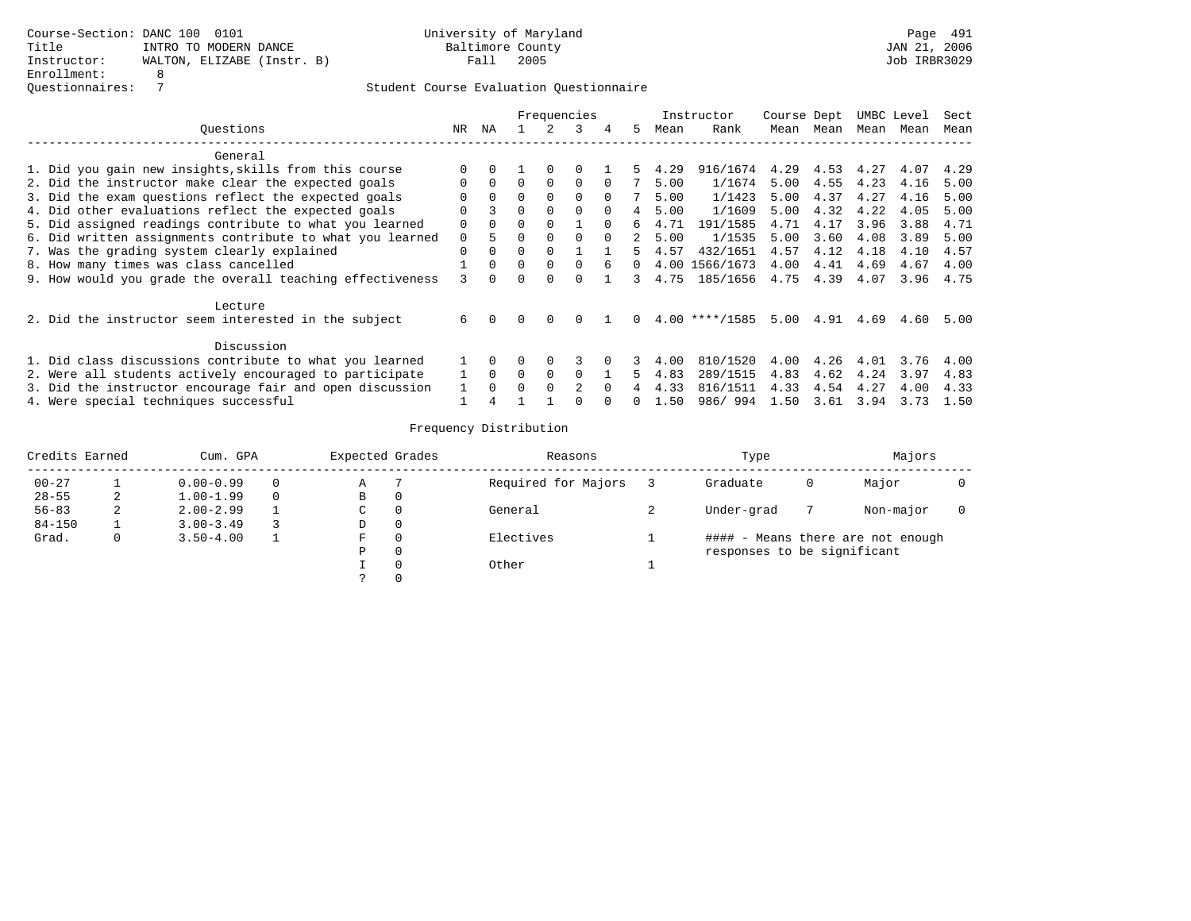Course-Section: DANC 100 0101
Title: INTRO TO MODERN DANCE
Instructor: WALTON, ELIZABE (Instr. B)
Enrollment: 8
Questionnaires: 7

University of Maryland
Baltimore County
Fall 2005

JAN 21, 2006
Job IRBR3029

## Student Course Evaluation Questionnaire

| Questions | NR | NA | 1 | 2 | 3 | 4 | 5 | Instructor Mean | Instructor Rank | Course Mean | Dept Mean | UMBC Mean | Level Mean | Sect Mean |
|---|---|---|---|---|---|---|---|---|---|---|---|---|---|---|
| **General** | | | | | | | | | | | | | | |
| 1. Did you gain new insights,skills from this course | 0 | 0 | 1 | 0 | 0 | 1 | 5 | 4.29 | 916/1674 | 4.29 | 4.53 | 4.27 | 4.07 | 4.29 |
| 2. Did the instructor make clear the expected goals | 0 | 0 | 0 | 0 | 0 | 0 | 7 | 5.00 | 1/1674 | 5.00 | 4.55 | 4.23 | 4.16 | 5.00 |
| 3. Did the exam questions reflect the expected goals | 0 | 0 | 0 | 0 | 0 | 0 | 7 | 5.00 | 1/1423 | 5.00 | 4.37 | 4.27 | 4.16 | 5.00 |
| 4. Did other evaluations reflect the expected goals | 0 | 3 | 0 | 0 | 0 | 0 | 4 | 5.00 | 1/1609 | 5.00 | 4.32 | 4.22 | 4.05 | 5.00 |
| 5. Did assigned readings contribute to what you learned | 0 | 0 | 0 | 0 | 1 | 0 | 6 | 4.71 | 191/1585 | 4.71 | 4.17 | 3.96 | 3.88 | 4.71 |
| 6. Did written assignments contribute to what you learned | 0 | 5 | 0 | 0 | 0 | 0 | 2 | 5.00 | 1/1535 | 5.00 | 3.60 | 4.08 | 3.89 | 5.00 |
| 7. Was the grading system clearly explained | 0 | 0 | 0 | 0 | 1 | 1 | 5 | 4.57 | 432/1651 | 4.57 | 4.12 | 4.18 | 4.10 | 4.57 |
| 8. How many times was class cancelled | 1 | 0 | 0 | 0 | 0 | 6 | 0 | 4.00 | 1566/1673 | 4.00 | 4.41 | 4.69 | 4.67 | 4.00 |
| 9. How would you grade the overall teaching effectiveness | 3 | 0 | 0 | 0 | 0 | 1 | 3 | 4.75 | 185/1656 | 4.75 | 4.39 | 4.07 | 3.96 | 4.75 |
| **Lecture** | | | | | | | | | | | | | | |
| 2. Did the instructor seem interested in the subject | 6 | 0 | 0 | 0 | 0 | 1 | 0 | 4.00 | ****/1585 | 5.00 | 4.91 | 4.69 | 4.60 | 5.00 |
| **Discussion** | | | | | | | | | | | | | | |
| 1. Did class discussions contribute to what you learned | 1 | 0 | 0 | 0 | 3 | 0 | 3 | 4.00 | 810/1520 | 4.00 | 4.26 | 4.01 | 3.76 | 4.00 |
| 2. Were all students actively encouraged to participate | 1 | 0 | 0 | 0 | 0 | 1 | 5 | 4.83 | 289/1515 | 4.83 | 4.62 | 4.24 | 3.97 | 4.83 |
| 3. Did the instructor encourage fair and open discussion | 1 | 0 | 0 | 0 | 2 | 0 | 4 | 4.33 | 816/1511 | 4.33 | 4.54 | 4.27 | 4.00 | 4.33 |
| 4. Were special techniques successful | 1 | 4 | 1 | 1 | 0 | 0 | 0 | 1.50 | 986/ 994 | 1.50 | 3.61 | 3.94 | 3.73 | 1.50 |

## Frequency Distribution

| Credits Earned | | Cum. GPA | | Expected Grades | | Reasons | | Type | | Majors | |
|---|---|---|---|---|---|---|---|---|---|---|---|
| 00-27 | 1 | 0.00-0.99 | 0 | A | 7 | Required for Majors | 3 | Graduate | 0 | Major | 0 |
| 28-55 | 2 | 1.00-1.99 | 0 | B | 0 | | | | | | |
| 56-83 | 2 | 2.00-2.99 | 1 | C | 0 | General | 2 | Under-grad | 7 | Non-major | 0 |
| 84-150 | 1 | 3.00-3.49 | 3 | D | 0 | | | | | | |
| Grad. | 0 | 3.50-4.00 | 1 | F | 0 | Electives | 1 | | | | |
| | | | | P | 0 | | | | | | |
| | | | | I | 0 | Other | 1 | | | | |
| | | | | ? | 0 | | | | | | |

#### - Means there are not enough responses to be significant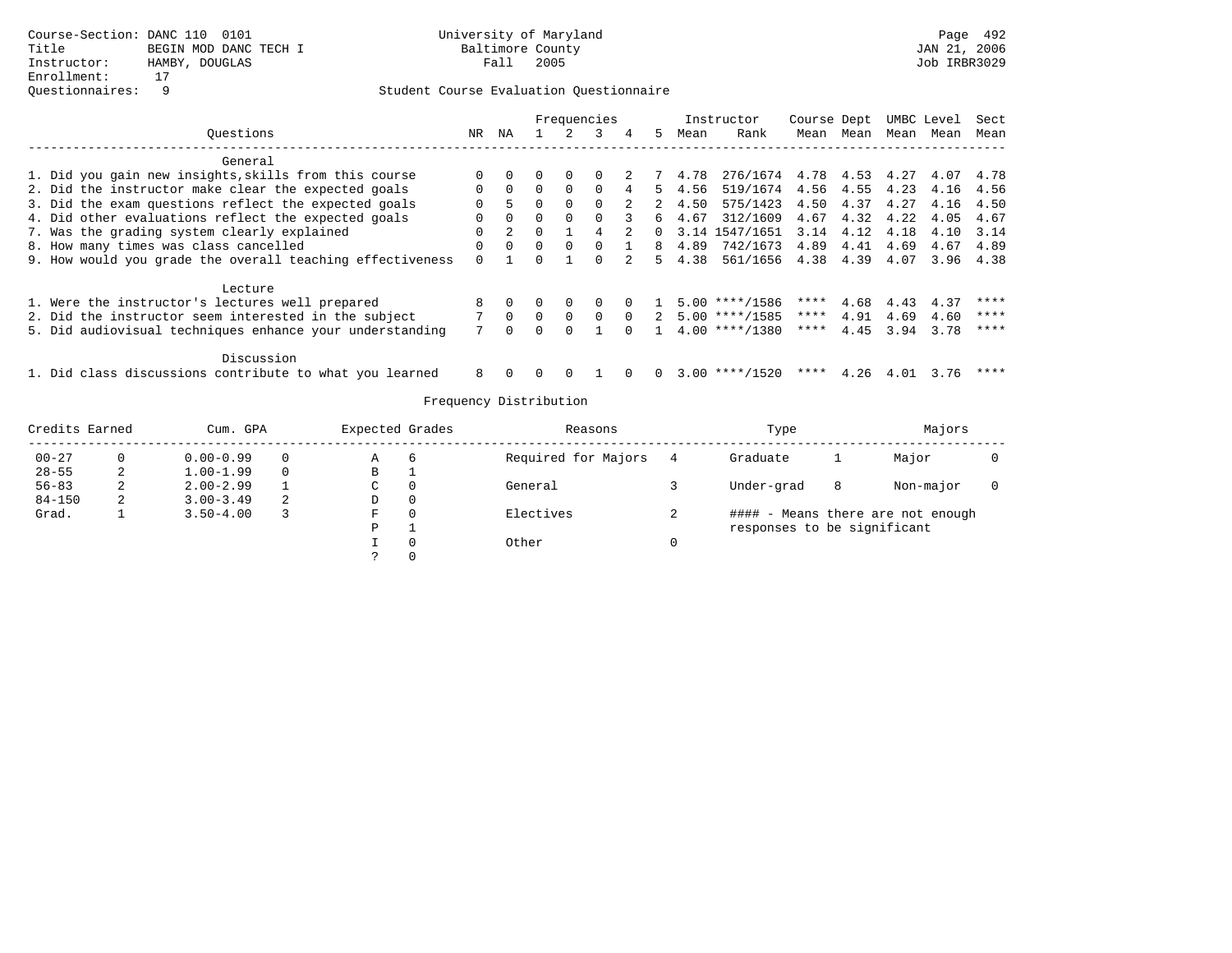Course-Section: DANC 110 0101
Title: BEGIN MOD DANC TECH I
Instructor: HAMBY, DOUGLAS
Enrollment: 17
Questionnaires: 9

University of Maryland
Baltimore County
Fall 2005

JAN 21, 2006
Job IRBR3029

## Student Course Evaluation Questionnaire

| Questions | NR | NA | 1 | 2 | 3 | 4 | 5 | Instructor Mean | Instructor Rank | Course Mean | Dept Mean | UMBC Mean | Level Mean | Sect Mean |
|---|---|---|---|---|---|---|---|---|---|---|---|---|---|---|
| **General** | | | | | | | | | | | | | | |
| 1. Did you gain new insights,skills from this course | 0 | 0 | 0 | 0 | 0 | 2 | 7 | 4.78 | 276/1674 | 4.78 | 4.53 | 4.27 | 4.07 | 4.78 |
| 2. Did the instructor make clear the expected goals | 0 | 0 | 0 | 0 | 0 | 4 | 5 | 4.56 | 519/1674 | 4.56 | 4.55 | 4.23 | 4.16 | 4.56 |
| 3. Did the exam questions reflect the expected goals | 0 | 5 | 0 | 0 | 0 | 2 | 2 | 4.50 | 575/1423 | 4.50 | 4.37 | 4.27 | 4.16 | 4.50 |
| 4. Did other evaluations reflect the expected goals | 0 | 0 | 0 | 0 | 0 | 3 | 6 | 4.67 | 312/1609 | 4.67 | 4.32 | 4.22 | 4.05 | 4.67 |
| 7. Was the grading system clearly explained | 0 | 2 | 0 | 1 | 4 | 2 | 0 | 3.14 | 1547/1651 | 3.14 | 4.12 | 4.18 | 4.10 | 3.14 |
| 8. How many times was class cancelled | 0 | 0 | 0 | 0 | 0 | 1 | 8 | 4.89 | 742/1673 | 4.89 | 4.41 | 4.69 | 4.67 | 4.89 |
| 9. How would you grade the overall teaching effectiveness | 0 | 1 | 0 | 1 | 0 | 2 | 5 | 4.38 | 561/1656 | 4.38 | 4.39 | 4.07 | 3.96 | 4.38 |
| **Lecture** | | | | | | | | | | | | | | |
| 1. Were the instructor's lectures well prepared | 8 | 0 | 0 | 0 | 0 | 0 | 1 | 5.00 | ****/1586 | **** | 4.68 | 4.43 | 4.37 | **** |
| 2. Did the instructor seem interested in the subject | 7 | 0 | 0 | 0 | 0 | 0 | 2 | 5.00 | ****/1585 | **** | 4.91 | 4.69 | 4.60 | **** |
| 5. Did audiovisual techniques enhance your understanding | 7 | 0 | 0 | 0 | 1 | 0 | 1 | 4.00 | ****/1380 | **** | 4.45 | 3.94 | 3.78 | **** |
| **Discussion** | | | | | | | | | | | | | | |
| 1. Did class discussions contribute to what you learned | 8 | 0 | 0 | 0 | 1 | 0 | 0 | 3.00 | ****/1520 | **** | 4.26 | 4.01 | 3.76 | **** |

## Frequency Distribution

| Credits Earned | | Cum. GPA | | Expected Grades | | Reasons | | Type | | Majors | |
|---|---|---|---|---|---|---|---|---|---|---|---|
| 00-27 | 0 | 0.00-0.99 | 0 | A | 6 | Required for Majors | 4 | Graduate | 1 | Major | 0 |
| 28-55 | 2 | 1.00-1.99 | 0 | B | 1 | | | | | | |
| 56-83 | 2 | 2.00-2.99 | 1 | C | 0 | General | 3 | Under-grad | 8 | Non-major | 0 |
| 84-150 | 2 | 3.00-3.49 | 2 | D | 0 | | | | | | |
| Grad. | 1 | 3.50-4.00 | 3 | F | 0 | Electives | 2 | | | | |
| | | | | P | 1 | | | | | | |
| | | | | I | 0 | Other | 0 | | | | |
| | | | | ? | 0 | | | | | | |

#### - Means there are not enough responses to be significant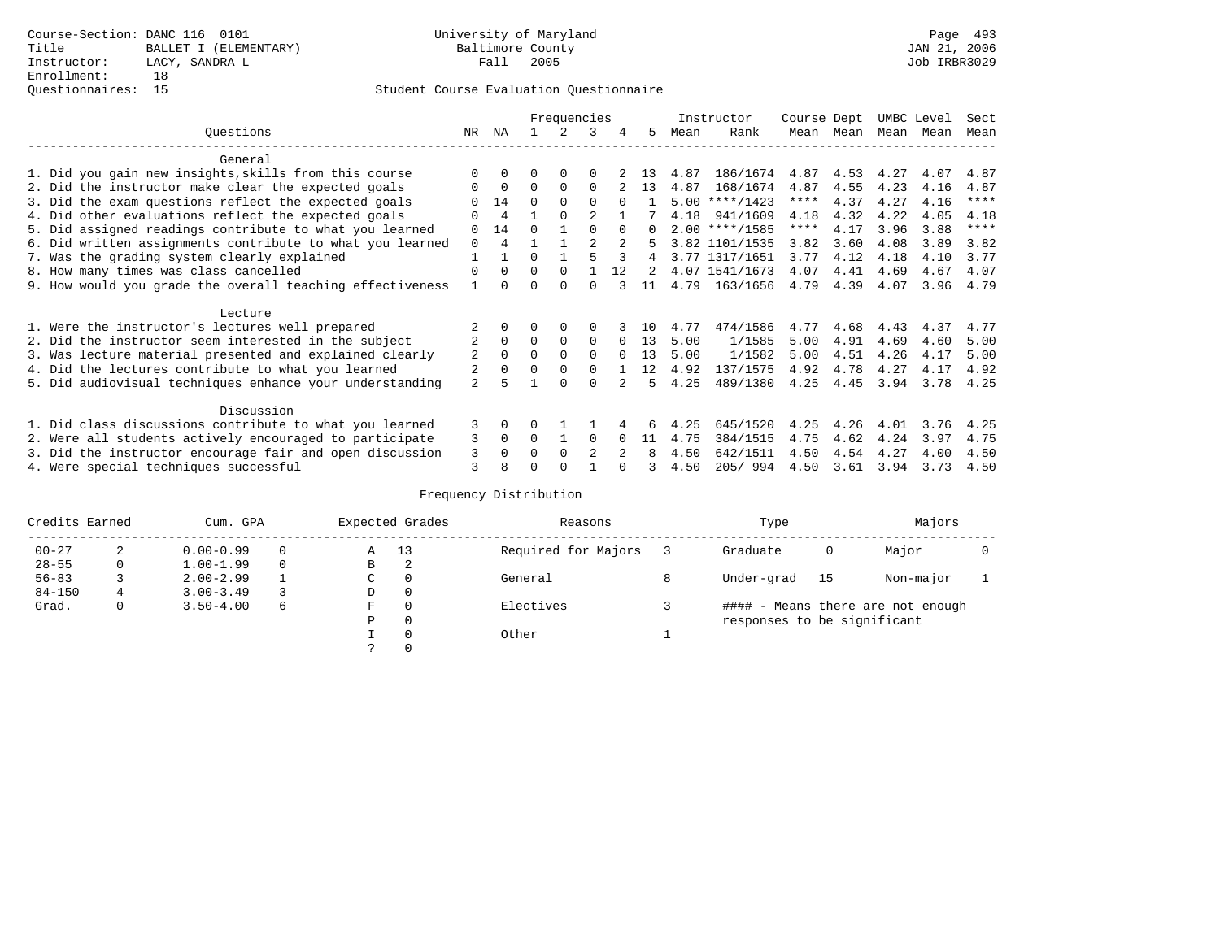Course-Section: DANC 116 0101
Title: BALLET I (ELEMENTARY)
Instructor: LACY, SANDRA L
Enrollment: 18
Questionnaires: 15

University of Maryland
Baltimore County
Fall 2005

Page 493
JAN 21, 2006
Job IRBR3029

## Student Course Evaluation Questionnaire

| Questions | NR | NA | 1 | 2 | 3 | 4 | 5 | Instructor Mean | Instructor Rank | Course Mean | Dept Mean | UMBC Mean | Level Mean | Sect Mean |
|---|---|---|---|---|---|---|---|---|---|---|---|---|---|---|
| **General** | | | | | | | | | | | | | | |
| 1. Did you gain new insights,skills from this course | 0 | 0 | 0 | 0 | 0 | 2 | 13 | 4.87 | 186/1674 | 4.87 | 4.53 | 4.27 | 4.07 | 4.87 |
| 2. Did the instructor make clear the expected goals | 0 | 0 | 0 | 0 | 0 | 2 | 13 | 4.87 | 168/1674 | 4.87 | 4.55 | 4.23 | 4.16 | 4.87 |
| 3. Did the exam questions reflect the expected goals | 0 | 14 | 0 | 0 | 0 | 0 | 1 | 5.00 | ****/1423 | **** | 4.37 | 4.27 | 4.16 | **** |
| 4. Did other evaluations reflect the expected goals | 0 | 4 | 1 | 0 | 2 | 1 | 7 | 4.18 | 941/1609 | 4.18 | 4.32 | 4.22 | 4.05 | 4.18 |
| 5. Did assigned readings contribute to what you learned | 0 | 14 | 0 | 1 | 0 | 0 | 0 | 2.00 | ****/1585 | **** | 4.17 | 3.96 | 3.88 | **** |
| 6. Did written assignments contribute to what you learned | 0 | 4 | 1 | 1 | 2 | 2 | 5 | 3.82 | 1101/1535 | 3.82 | 3.60 | 4.08 | 3.89 | 3.82 |
| 7. Was the grading system clearly explained | 1 | 1 | 0 | 1 | 5 | 3 | 4 | 3.77 | 1317/1651 | 3.77 | 4.12 | 4.18 | 4.10 | 3.77 |
| 8. How many times was class cancelled | 0 | 0 | 0 | 0 | 1 | 12 | 2 | 4.07 | 1541/1673 | 4.07 | 4.41 | 4.69 | 4.67 | 4.07 |
| 9. How would you grade the overall teaching effectiveness | 1 | 0 | 0 | 0 | 0 | 3 | 11 | 4.79 | 163/1656 | 4.79 | 4.39 | 4.07 | 3.96 | 4.79 |
| **Lecture** | | | | | | | | | | | | | | |
| 1. Were the instructor's lectures well prepared | 2 | 0 | 0 | 0 | 0 | 3 | 10 | 4.77 | 474/1586 | 4.77 | 4.68 | 4.43 | 4.37 | 4.77 |
| 2. Did the instructor seem interested in the subject | 2 | 0 | 0 | 0 | 0 | 0 | 13 | 5.00 | 1/1585 | 5.00 | 4.91 | 4.69 | 4.60 | 5.00 |
| 3. Was lecture material presented and explained clearly | 2 | 0 | 0 | 0 | 0 | 0 | 13 | 5.00 | 1/1582 | 5.00 | 4.51 | 4.26 | 4.17 | 5.00 |
| 4. Did the lectures contribute to what you learned | 2 | 0 | 0 | 0 | 0 | 1 | 12 | 4.92 | 137/1575 | 4.92 | 4.78 | 4.27 | 4.17 | 4.92 |
| 5. Did audiovisual techniques enhance your understanding | 2 | 5 | 1 | 0 | 0 | 2 | 5 | 4.25 | 489/1380 | 4.25 | 4.45 | 3.94 | 3.78 | 4.25 |
| **Discussion** | | | | | | | | | | | | | | |
| 1. Did class discussions contribute to what you learned | 3 | 0 | 0 | 1 | 1 | 4 | 6 | 4.25 | 645/1520 | 4.25 | 4.26 | 4.01 | 3.76 | 4.25 |
| 2. Were all students actively encouraged to participate | 3 | 0 | 0 | 1 | 0 | 0 | 11 | 4.75 | 384/1515 | 4.75 | 4.62 | 4.24 | 3.97 | 4.75 |
| 3. Did the instructor encourage fair and open discussion | 3 | 0 | 0 | 0 | 2 | 2 | 8 | 4.50 | 642/1511 | 4.50 | 4.54 | 4.27 | 4.00 | 4.50 |
| 4. Were special techniques successful | 3 | 8 | 0 | 0 | 1 | 0 | 3 | 4.50 | 205/ 994 | 4.50 | 3.61 | 3.94 | 3.73 | 4.50 |

## Frequency Distribution

| Credits Earned | | Cum. GPA | | Expected Grades | | Reasons | | Type | | Majors | |
|---|---|---|---|---|---|---|---|---|---|---|---|
| 00-27 | 2 | 0.00-0.99 | 0 | A | 13 | Required for Majors | 3 | Graduate | 0 | Major | 0 |
| 28-55 | 0 | 1.00-1.99 | 0 | B | 2 | | | | | | |
| 56-83 | 3 | 2.00-2.99 | 1 | C | 0 | General | 8 | Under-grad | 15 | Non-major | 1 |
| 84-150 | 4 | 3.00-3.49 | 3 | D | 0 | | | | | | |
| Grad. | 0 | 3.50-4.00 | 6 | F | 0 | Electives | 3 | #### - Means there are not enough responses to be significant | | | |
| | | | | P | 0 | | | | | | |
| | | | | I | 0 | Other | 1 | | | | |
| | | | | ? | 0 | | | | | | |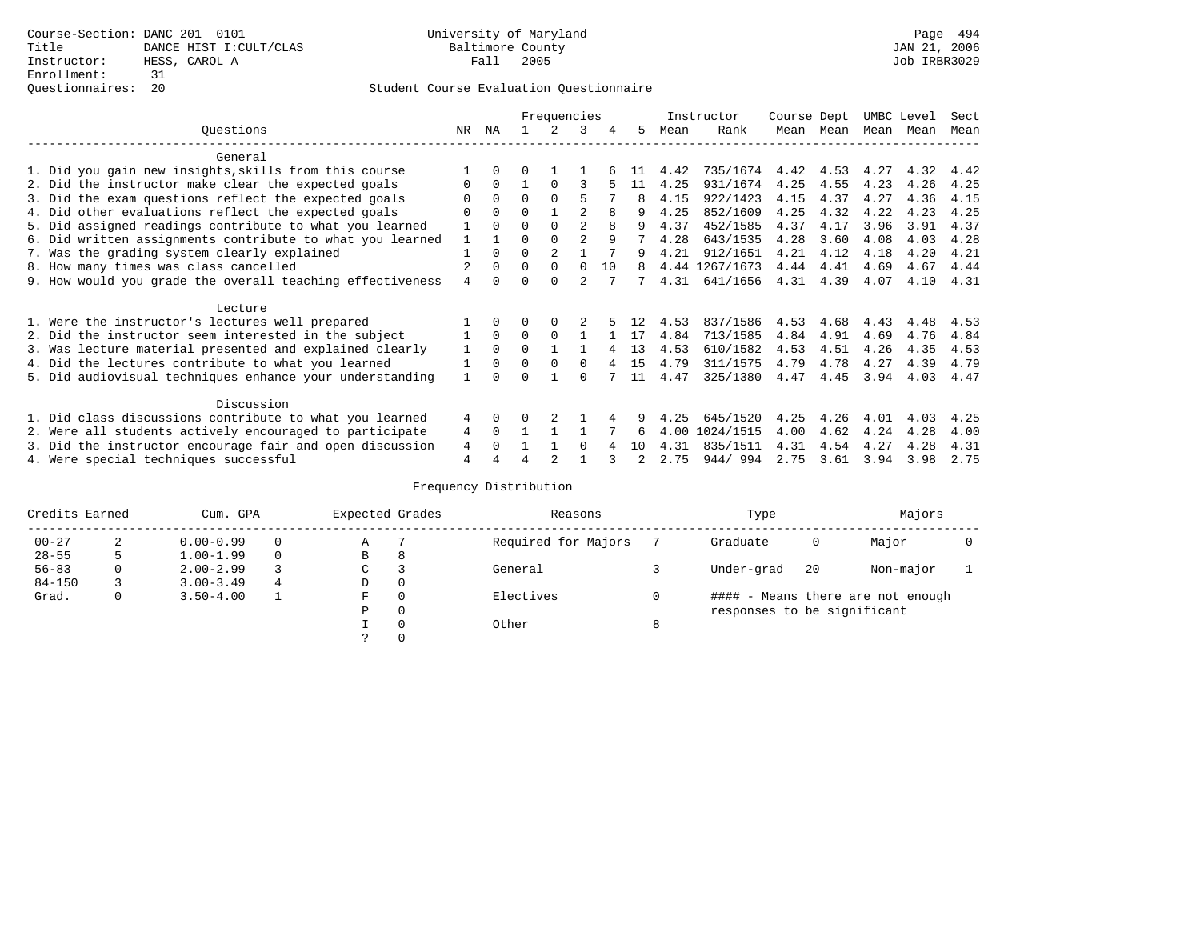Course-Section: DANC 201 0101
Title: DANCE HIST I:CULT/CLAS
Instructor: HESS, CAROL A
Enrollment: 31
Questionnaires: 20

University of Maryland
Baltimore County
Fall 2005

JAN 21, 2006
Job IRBR3029

## Student Course Evaluation Questionnaire

| Questions | NR | NA | 1 | 2 | 3 | 4 | 5 | Instructor Mean | Instructor Rank | Course Mean | Dept Mean | UMBC Mean | Level Mean | Sect Mean |
|---|---|---|---|---|---|---|---|---|---|---|---|---|---|---|
| **General** | | | | | | | | | | | | | | |
| 1. Did you gain new insights,skills from this course | 1 | 0 | 0 | 1 | 1 | 6 | 11 | 4.42 | 735/1674 | 4.42 | 4.53 | 4.27 | 4.32 | 4.42 |
| 2. Did the instructor make clear the expected goals | 0 | 0 | 1 | 0 | 3 | 5 | 11 | 4.25 | 931/1674 | 4.25 | 4.55 | 4.23 | 4.26 | 4.25 |
| 3. Did the exam questions reflect the expected goals | 0 | 0 | 0 | 0 | 5 | 7 | 8 | 4.15 | 922/1423 | 4.15 | 4.37 | 4.27 | 4.36 | 4.15 |
| 4. Did other evaluations reflect the expected goals | 0 | 0 | 0 | 1 | 2 | 8 | 9 | 4.25 | 852/1609 | 4.25 | 4.32 | 4.22 | 4.23 | 4.25 |
| 5. Did assigned readings contribute to what you learned | 1 | 0 | 0 | 0 | 2 | 8 | 9 | 4.37 | 452/1585 | 4.37 | 4.17 | 3.96 | 3.91 | 4.37 |
| 6. Did written assignments contribute to what you learned | 1 | 1 | 0 | 0 | 2 | 9 | 7 | 4.28 | 643/1535 | 4.28 | 3.60 | 4.08 | 4.03 | 4.28 |
| 7. Was the grading system clearly explained | 1 | 0 | 0 | 2 | 1 | 7 | 9 | 4.21 | 912/1651 | 4.21 | 4.12 | 4.18 | 4.20 | 4.21 |
| 8. How many times was class cancelled | 2 | 0 | 0 | 0 | 0 | 10 | 8 | 4.44 | 1267/1673 | 4.44 | 4.41 | 4.69 | 4.67 | 4.44 |
| 9. How would you grade the overall teaching effectiveness | 4 | 0 | 0 | 0 | 2 | 7 | 7 | 4.31 | 641/1656 | 4.31 | 4.39 | 4.07 | 4.10 | 4.31 |
| **Lecture** | | | | | | | | | | | | | | |
| 1. Were the instructor's lectures well prepared | 1 | 0 | 0 | 0 | 2 | 5 | 12 | 4.53 | 837/1586 | 4.53 | 4.68 | 4.43 | 4.48 | 4.53 |
| 2. Did the instructor seem interested in the subject | 1 | 0 | 0 | 0 | 1 | 1 | 17 | 4.84 | 713/1585 | 4.84 | 4.91 | 4.69 | 4.76 | 4.84 |
| 3. Was lecture material presented and explained clearly | 1 | 0 | 0 | 1 | 1 | 4 | 13 | 4.53 | 610/1582 | 4.53 | 4.51 | 4.26 | 4.35 | 4.53 |
| 4. Did the lectures contribute to what you learned | 1 | 0 | 0 | 0 | 0 | 4 | 15 | 4.79 | 311/1575 | 4.79 | 4.78 | 4.27 | 4.39 | 4.79 |
| 5. Did audiovisual techniques enhance your understanding | 1 | 0 | 0 | 1 | 0 | 7 | 11 | 4.47 | 325/1380 | 4.47 | 4.45 | 3.94 | 4.03 | 4.47 |
| **Discussion** | | | | | | | | | | | | | | |
| 1. Did class discussions contribute to what you learned | 4 | 0 | 0 | 2 | 1 | 4 | 9 | 4.25 | 645/1520 | 4.25 | 4.26 | 4.01 | 4.03 | 4.25 |
| 2. Were all students actively encouraged to participate | 4 | 0 | 1 | 1 | 1 | 7 | 6 | 4.00 | 1024/1515 | 4.00 | 4.62 | 4.24 | 4.28 | 4.00 |
| 3. Did the instructor encourage fair and open discussion | 4 | 0 | 1 | 1 | 0 | 4 | 10 | 4.31 | 835/1511 | 4.31 | 4.54 | 4.27 | 4.28 | 4.31 |
| 4. Were special techniques successful | 4 | 4 | 4 | 2 | 1 | 3 | 2 | 2.75 | 944/ 994 | 2.75 | 3.61 | 3.94 | 3.98 | 2.75 |

### Frequency Distribution

| Credits Earned | | Cum. GPA | | Expected Grades | | Reasons | | Type | | Majors | |
|---|---|---|---|---|---|---|---|---|---|---|---|
| 00-27 | 2 | 0.00-0.99 | 0 | A | 7 | Required for Majors | 7 | Graduate | 0 | Major | 0 |
| 28-55 | 5 | 1.00-1.99 | 0 | B | 8 | | | | | | |
| 56-83 | 0 | 2.00-2.99 | 3 | C | 3 | General | 3 | Under-grad | 20 | Non-major | 1 |
| 84-150 | 3 | 3.00-3.49 | 4 | D | 0 | | | | | | |
| Grad. | 0 | 3.50-4.00 | 1 | F | 0 | Electives | 0 | | | | |
| | | | | P | 0 | | | | | | |
| | | | | I | 0 | Other | 8 | | | | |
| | | | | ? | 0 | | | | | | |

#### - Means there are not enough responses to be significant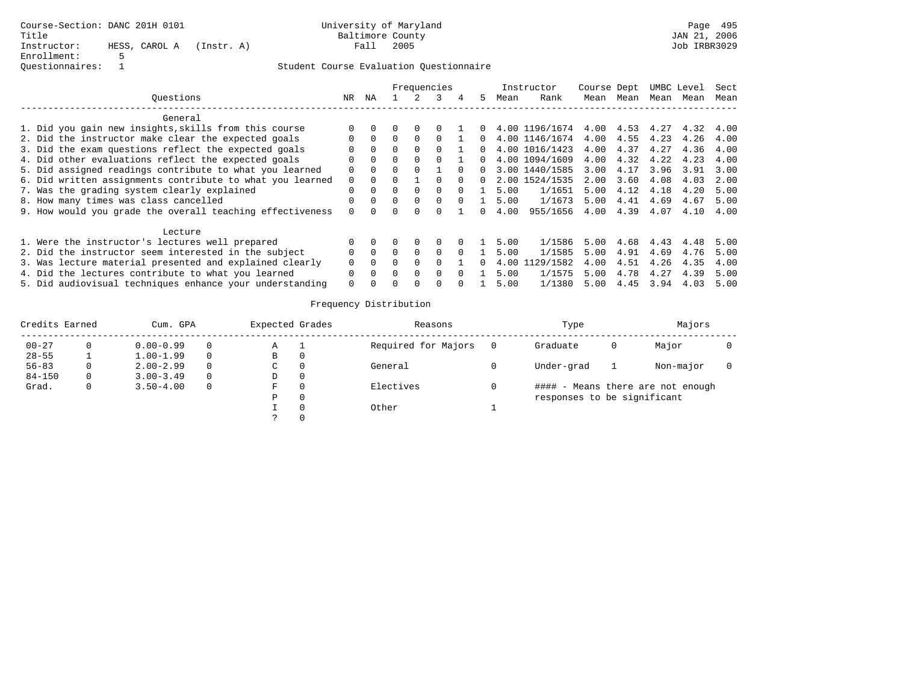Course-Section: DANC 201H 0101
Title
Instructor: HESS, CAROL A (Instr. A)
Enrollment: 5
Questionnaires: 1

University of Maryland
Baltimore County
Fall 2005

Page 495
JAN 21, 2006
Job IRBR3029

## Student Course Evaluation Questionnaire

| Questions | NR | NA | 1 | 2 | 3 | 4 | 5 | Instructor Mean | Instructor Rank | Course Mean | Dept Mean | UMBC Mean | Level Mean | Sect Mean |
|---|---|---|---|---|---|---|---|---|---|---|---|---|---|---|
| **General** | | | | | | | | | | | | | | |
| 1. Did you gain new insights,skills from this course | 0 | 0 | 0 | 0 | 0 | 1 | 0 | 4.00 | 1196/1674 | 4.00 | 4.53 | 4.27 | 4.32 | 4.00 |
| 2. Did the instructor make clear the expected goals | 0 | 0 | 0 | 0 | 0 | 1 | 0 | 4.00 | 1146/1674 | 4.00 | 4.55 | 4.23 | 4.26 | 4.00 |
| 3. Did the exam questions reflect the expected goals | 0 | 0 | 0 | 0 | 0 | 1 | 0 | 4.00 | 1016/1423 | 4.00 | 4.37 | 4.27 | 4.36 | 4.00 |
| 4. Did other evaluations reflect the expected goals | 0 | 0 | 0 | 0 | 0 | 1 | 0 | 4.00 | 1094/1609 | 4.00 | 4.32 | 4.22 | 4.23 | 4.00 |
| 5. Did assigned readings contribute to what you learned | 0 | 0 | 0 | 0 | 1 | 0 | 0 | 3.00 | 1440/1585 | 3.00 | 4.17 | 3.96 | 3.91 | 3.00 |
| 6. Did written assignments contribute to what you learned | 0 | 0 | 0 | 1 | 0 | 0 | 0 | 2.00 | 1524/1535 | 2.00 | 3.60 | 4.08 | 4.03 | 2.00 |
| 7. Was the grading system clearly explained | 0 | 0 | 0 | 0 | 0 | 0 | 1 | 5.00 | 1/1651 | 5.00 | 4.12 | 4.18 | 4.20 | 5.00 |
| 8. How many times was class cancelled | 0 | 0 | 0 | 0 | 0 | 0 | 1 | 5.00 | 1/1673 | 5.00 | 4.41 | 4.69 | 4.67 | 5.00 |
| 9. How would you grade the overall teaching effectiveness | 0 | 0 | 0 | 0 | 0 | 1 | 0 | 4.00 | 955/1656 | 4.00 | 4.39 | 4.07 | 4.10 | 4.00 |
| **Lecture** | | | | | | | | | | | | | | |
| 1. Were the instructor's lectures well prepared | 0 | 0 | 0 | 0 | 0 | 0 | 1 | 5.00 | 1/1586 | 5.00 | 4.68 | 4.43 | 4.48 | 5.00 |
| 2. Did the instructor seem interested in the subject | 0 | 0 | 0 | 0 | 0 | 0 | 1 | 5.00 | 1/1585 | 5.00 | 4.91 | 4.69 | 4.76 | 5.00 |
| 3. Was lecture material presented and explained clearly | 0 | 0 | 0 | 0 | 0 | 1 | 0 | 4.00 | 1129/1582 | 4.00 | 4.51 | 4.26 | 4.35 | 4.00 |
| 4. Did the lectures contribute to what you learned | 0 | 0 | 0 | 0 | 0 | 0 | 1 | 5.00 | 1/1575 | 5.00 | 4.78 | 4.27 | 4.39 | 5.00 |
| 5. Did audiovisual techniques enhance your understanding | 0 | 0 | 0 | 0 | 0 | 0 | 1 | 5.00 | 1/1380 | 5.00 | 4.45 | 3.94 | 4.03 | 5.00 |

## Frequency Distribution

| Credits Earned | | Cum. GPA | | Expected Grades | | Reasons | | Type | | Majors | |
|---|---|---|---|---|---|---|---|---|---|---|---|
| 00-27 | 0 | 0.00-0.99 | 0 | A | 1 | Required for Majors | 0 | Graduate | 0 | Major | 0 |
| 28-55 | 1 | 1.00-1.99 | 0 | B | 0 | | | | | | |
| 56-83 | 0 | 2.00-2.99 | 0 | C | 0 | General | 0 | Under-grad | 1 | Non-major | 0 |
| 84-150 | 0 | 3.00-3.49 | 0 | D | 0 | | | | | | |
| Grad. | 0 | 3.50-4.00 | 0 | F | 0 | Electives | 0 | | | | |
| | | | | P | 0 | | | | | | |
| | | | | I | 0 | Other | 1 | | | | |
| | | | | ? | 0 | | | | | | |

#### - Means there are not enough responses to be significant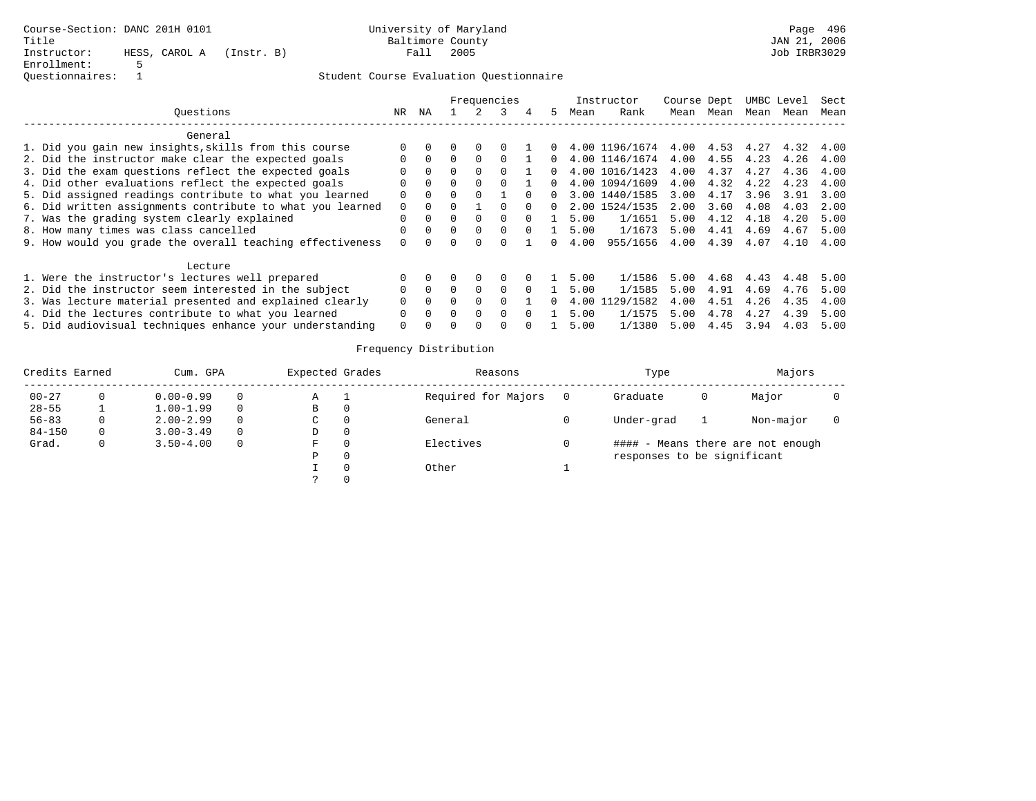Course-Section: DANC 201H 0101
Title
Instructor: HESS, CAROL A (Instr. B)
Enrollment: 5
Questionnaires: 1

University of Maryland
Baltimore County
Fall 2005

Student Course Evaluation Questionnaire

JAN 21, 2006
Job IRBR3029

| Questions | NR | NA | 1 | 2 | 3 | 4 | 5 | Instructor Mean | Instructor Rank | Course Mean | Dept Mean | UMBC Mean | Level Mean | Sect Mean |
|---|---|---|---|---|---|---|---|---|---|---|---|---|---|---|
| **General** | | | | | | | | | | | | | | |
| 1. Did you gain new insights,skills from this course | 0 | 0 | 0 | 0 | 0 | 1 | 0 | 4.00 | 1196/1674 | 4.00 | 4.53 | 4.27 | 4.32 | 4.00 |
| 2. Did the instructor make clear the expected goals | 0 | 0 | 0 | 0 | 0 | 1 | 0 | 4.00 | 1146/1674 | 4.00 | 4.55 | 4.23 | 4.26 | 4.00 |
| 3. Did the exam questions reflect the expected goals | 0 | 0 | 0 | 0 | 0 | 1 | 0 | 4.00 | 1016/1423 | 4.00 | 4.37 | 4.27 | 4.36 | 4.00 |
| 4. Did other evaluations reflect the expected goals | 0 | 0 | 0 | 0 | 0 | 1 | 0 | 4.00 | 1094/1609 | 4.00 | 4.32 | 4.22 | 4.23 | 4.00 |
| 5. Did assigned readings contribute to what you learned | 0 | 0 | 0 | 0 | 1 | 0 | 0 | 3.00 | 1440/1585 | 3.00 | 4.17 | 3.96 | 3.91 | 3.00 |
| 6. Did written assignments contribute to what you learned | 0 | 0 | 0 | 1 | 0 | 0 | 0 | 2.00 | 1524/1535 | 2.00 | 3.60 | 4.08 | 4.03 | 2.00 |
| 7. Was the grading system clearly explained | 0 | 0 | 0 | 0 | 0 | 0 | 1 | 5.00 | 1/1651 | 5.00 | 4.12 | 4.18 | 4.20 | 5.00 |
| 8. How many times was class cancelled | 0 | 0 | 0 | 0 | 0 | 0 | 1 | 5.00 | 1/1673 | 5.00 | 4.41 | 4.69 | 4.67 | 5.00 |
| 9. How would you grade the overall teaching effectiveness | 0 | 0 | 0 | 0 | 0 | 1 | 0 | 4.00 | 955/1656 | 4.00 | 4.39 | 4.07 | 4.10 | 4.00 |
| **Lecture** | | | | | | | | | | | | | | |
| 1. Were the instructor's lectures well prepared | 0 | 0 | 0 | 0 | 0 | 0 | 1 | 5.00 | 1/1586 | 5.00 | 4.68 | 4.43 | 4.48 | 5.00 |
| 2. Did the instructor seem interested in the subject | 0 | 0 | 0 | 0 | 0 | 0 | 1 | 5.00 | 1/1585 | 5.00 | 4.91 | 4.69 | 4.76 | 5.00 |
| 3. Was lecture material presented and explained clearly | 0 | 0 | 0 | 0 | 0 | 1 | 0 | 4.00 | 1129/1582 | 4.00 | 4.51 | 4.26 | 4.35 | 4.00 |
| 4. Did the lectures contribute to what you learned | 0 | 0 | 0 | 0 | 0 | 0 | 1 | 5.00 | 1/1575 | 5.00 | 4.78 | 4.27 | 4.39 | 5.00 |
| 5. Did audiovisual techniques enhance your understanding | 0 | 0 | 0 | 0 | 0 | 0 | 1 | 5.00 | 1/1380 | 5.00 | 4.45 | 3.94 | 4.03 | 5.00 |

## Frequency Distribution

| Credits Earned | | Cum. GPA | | Expected Grades | | Reasons | | Type | | Majors | |
|---|---|---|---|---|---|---|---|---|---|---|---|
| 00-27 | 0 | 0.00-0.99 | 0 | A | 1 | Required for Majors | 0 | Graduate | 0 | Major | 0 |
| 28-55 | 1 | 1.00-1.99 | 0 | B | 0 | | | | | | |
| 56-83 | 0 | 2.00-2.99 | 0 | C | 0 | General | 0 | Under-grad | 1 | Non-major | 0 |
| 84-150 | 0 | 3.00-3.49 | 0 | D | 0 | | | | | | |
| Grad. | 0 | 3.50-4.00 | 0 | F | 0 | Electives | 0 | #### - Means there are not enough responses to be significant | | | |
| | | | | P | 0 | | | | | | |
| | | | | I | 0 | Other | 1 | | | | |
| | | | | ? | 0 | | | | | | |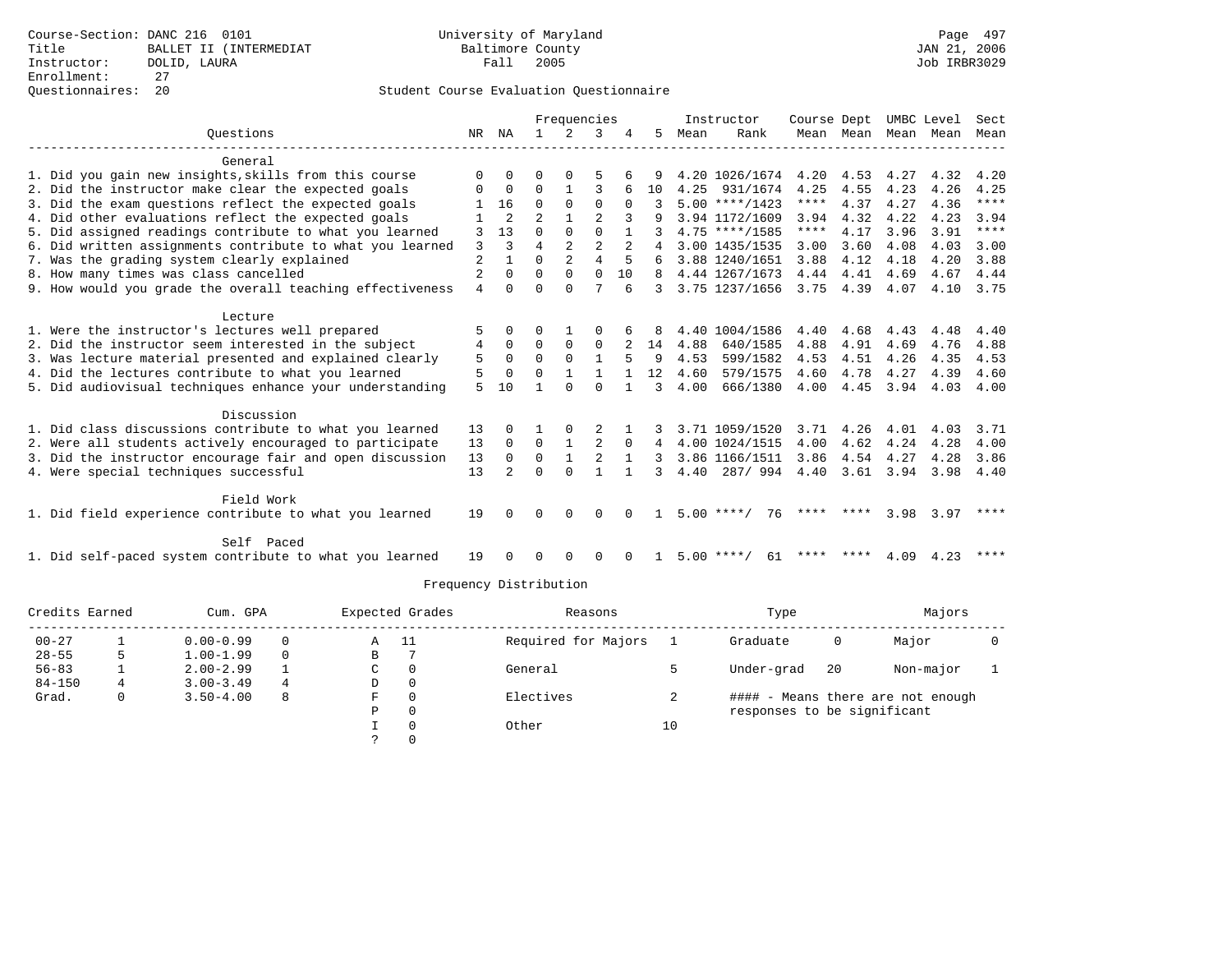Course-Section: DANC 216 0101
Title: BALLET II (INTERMEDIAT
Instructor: DOLID, LAURA
Enrollment: 27
Questionnaires: 20

University of Maryland
Baltimore County
Fall 2005

JAN 21, 2006
Job IRBR3029

Student Course Evaluation Questionnaire

| Questions | NR | NA | 1 | 2 | 3 | 4 | 5 | Instructor Mean | Rank | Course Mean | Dept Mean | UMBC Mean | Level Mean | Sect Mean |
|---|---|---|---|---|---|---|---|---|---|---|---|---|---|---|
| **General** | | | | | | | | | | | | | | |
| 1. Did you gain new insights,skills from this course | 0 | 0 | 0 | 0 | 5 | 6 | 9 | 4.20 | 1026/1674 | 4.20 | 4.53 | 4.27 | 4.32 | 4.20 |
| 2. Did the instructor make clear the expected goals | 0 | 0 | 0 | 1 | 3 | 6 | 10 | 4.25 | 931/1674 | 4.25 | 4.55 | 4.23 | 4.26 | 4.25 |
| 3. Did the exam questions reflect the expected goals | 1 | 16 | 0 | 0 | 0 | 0 | 3 | 5.00 | ****/1423 | **** | 4.37 | 4.27 | 4.36 | **** |
| 4. Did other evaluations reflect the expected goals | 1 | 2 | 2 | 1 | 2 | 3 | 9 | 3.94 | 1172/1609 | 3.94 | 4.32 | 4.22 | 4.23 | 3.94 |
| 5. Did assigned readings contribute to what you learned | 3 | 13 | 0 | 0 | 0 | 1 | 3 | 4.75 | ****/1585 | **** | 4.17 | 3.96 | 3.91 | **** |
| 6. Did written assignments contribute to what you learned | 3 | 3 | 4 | 2 | 2 | 2 | 4 | 3.00 | 1435/1535 | 3.00 | 3.60 | 4.08 | 4.03 | 3.00 |
| 7. Was the grading system clearly explained | 2 | 1 | 0 | 2 | 4 | 5 | 6 | 3.88 | 1240/1651 | 3.88 | 4.12 | 4.18 | 4.20 | 3.88 |
| 8. How many times was class cancelled | 2 | 0 | 0 | 0 | 0 | 10 | 8 | 4.44 | 1267/1673 | 4.44 | 4.41 | 4.69 | 4.67 | 4.44 |
| 9. How would you grade the overall teaching effectiveness | 4 | 0 | 0 | 0 | 7 | 6 | 3 | 3.75 | 1237/1656 | 3.75 | 4.39 | 4.07 | 4.10 | 3.75 |
| **Lecture** | | | | | | | | | | | | | | |
| 1. Were the instructor's lectures well prepared | 5 | 0 | 0 | 1 | 0 | 6 | 8 | 4.40 | 1004/1586 | 4.40 | 4.68 | 4.43 | 4.48 | 4.40 |
| 2. Did the instructor seem interested in the subject | 4 | 0 | 0 | 0 | 0 | 2 | 14 | 4.88 | 640/1585 | 4.88 | 4.91 | 4.69 | 4.76 | 4.88 |
| 3. Was lecture material presented and explained clearly | 5 | 0 | 0 | 0 | 1 | 5 | 9 | 4.53 | 599/1582 | 4.53 | 4.51 | 4.26 | 4.35 | 4.53 |
| 4. Did the lectures contribute to what you learned | 5 | 0 | 0 | 1 | 1 | 1 | 12 | 4.60 | 579/1575 | 4.60 | 4.78 | 4.27 | 4.39 | 4.60 |
| 5. Did audiovisual techniques enhance your understanding | 5 | 10 | 1 | 0 | 0 | 1 | 3 | 4.00 | 666/1380 | 4.00 | 4.45 | 3.94 | 4.03 | 4.00 |
| **Discussion** | | | | | | | | | | | | | | |
| 1. Did class discussions contribute to what you learned | 13 | 0 | 1 | 0 | 2 | 1 | 3 | 3.71 | 1059/1520 | 3.71 | 4.26 | 4.01 | 4.03 | 3.71 |
| 2. Were all students actively encouraged to participate | 13 | 0 | 0 | 1 | 2 | 0 | 4 | 4.00 | 1024/1515 | 4.00 | 4.62 | 4.24 | 4.28 | 4.00 |
| 3. Did the instructor encourage fair and open discussion | 13 | 0 | 0 | 1 | 2 | 1 | 3 | 3.86 | 1166/1511 | 3.86 | 4.54 | 4.27 | 4.28 | 3.86 |
| 4. Were special techniques successful | 13 | 2 | 0 | 0 | 1 | 1 | 3 | 4.40 | 287/ 994 | 4.40 | 3.61 | 3.94 | 3.98 | 4.40 |
| **Field Work** | | | | | | | | | | | | | | |
| 1. Did field experience contribute to what you learned | 19 | 0 | 0 | 0 | 0 | 0 | 1 | 5.00 | ****/ 76 | **** | **** | 3.98 | 3.97 | **** |
| **Self Paced** | | | | | | | | | | | | | | |
| 1. Did self-paced system contribute to what you learned | 19 | 0 | 0 | 0 | 0 | 0 | 1 | 5.00 | ****/ 61 | **** | **** | 4.09 | 4.23 | **** |

Frequency Distribution

| Credits Earned | | Cum. GPA | | Expected Grades | | Reasons | | Type | | Majors | |
|---|---|---|---|---|---|---|---|---|---|---|---|
| 00-27 | 1 | 0.00-0.99 | 0 | A | 11 | Required for Majors | 1 | Graduate | 0 | Major | 0 |
| 28-55 | 5 | 1.00-1.99 | 0 | B | 7 | | | | | | |
| 56-83 | 1 | 2.00-2.99 | 1 | C | 0 | General | 5 | Under-grad | 20 | Non-major | 1 |
| 84-150 | 4 | 3.00-3.49 | 4 | D | 0 | | | | | | |
| Grad. | 0 | 3.50-4.00 | 8 | F | 0 | Electives | 2 | #### - Means there are not enough responses to be significant | | | |
| | | | | P | 0 | | | | | | |
| | | | | I | 0 | Other | 10 | | | | |
| | | | | ? | 0 | | | | | | |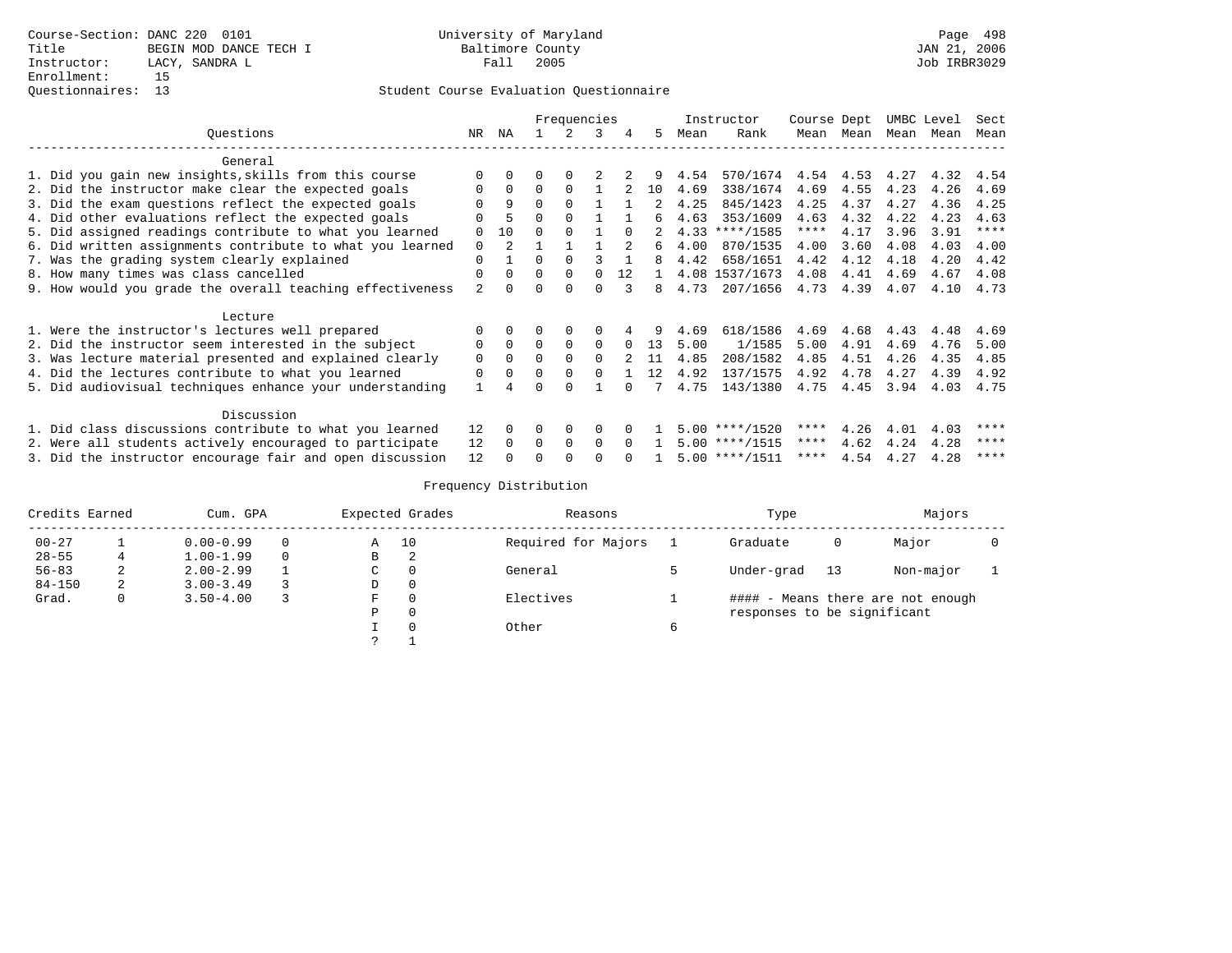Course-Section: DANC 220 0101
Title: BEGIN MOD DANCE TECH I
Instructor: LACY, SANDRA L
Enrollment: 15
Questionnaires: 13

University of Maryland
Baltimore County
Fall 2005

JAN 21, 2006
Job IRBR3029

Student Course Evaluation Questionnaire

| Questions | NR | NA | 1 | 2 | 3 | 4 | 5 | Instructor Mean | Instructor Rank | Course Mean | Dept Mean | UMBC Level Mean | Level Mean | Sect Mean |
|---|---|---|---|---|---|---|---|---|---|---|---|---|---|---|
| **General** | | | | | | | | | | | | | | |
| 1. Did you gain new insights,skills from this course | 0 | 0 | 0 | 0 | 2 | 2 | 9 | 4.54 | 570/1674 | 4.54 | 4.53 | 4.27 | 4.32 | 4.54 |
| 2. Did the instructor make clear the expected goals | 0 | 0 | 0 | 0 | 1 | 2 | 10 | 4.69 | 338/1674 | 4.69 | 4.55 | 4.23 | 4.26 | 4.69 |
| 3. Did the exam questions reflect the expected goals | 0 | 9 | 0 | 0 | 1 | 1 | 2 | 4.25 | 845/1423 | 4.25 | 4.37 | 4.27 | 4.36 | 4.25 |
| 4. Did other evaluations reflect the expected goals | 0 | 5 | 0 | 0 | 1 | 1 | 6 | 4.63 | 353/1609 | 4.63 | 4.32 | 4.22 | 4.23 | 4.63 |
| 5. Did assigned readings contribute to what you learned | 0 | 10 | 0 | 0 | 1 | 0 | 2 | 4.33 | ****/1585 | **** | 4.17 | 3.96 | 3.91 | **** |
| 6. Did written assignments contribute to what you learned | 0 | 2 | 1 | 1 | 1 | 2 | 6 | 4.00 | 870/1535 | 4.00 | 3.60 | 4.08 | 4.03 | 4.00 |
| 7. Was the grading system clearly explained | 0 | 1 | 0 | 0 | 3 | 1 | 8 | 4.42 | 658/1651 | 4.42 | 4.12 | 4.18 | 4.20 | 4.42 |
| 8. How many times was class cancelled | 0 | 0 | 0 | 0 | 0 | 12 | 1 | 4.08 | 1537/1673 | 4.08 | 4.41 | 4.69 | 4.67 | 4.08 |
| 9. How would you grade the overall teaching effectiveness | 2 | 0 | 0 | 0 | 0 | 3 | 8 | 4.73 | 207/1656 | 4.73 | 4.39 | 4.07 | 4.10 | 4.73 |
| **Lecture** | | | | | | | | | | | | | | |
| 1. Were the instructor's lectures well prepared | 0 | 0 | 0 | 0 | 0 | 4 | 9 | 4.69 | 618/1586 | 4.69 | 4.68 | 4.43 | 4.48 | 4.69 |
| 2. Did the instructor seem interested in the subject | 0 | 0 | 0 | 0 | 0 | 0 | 13 | 5.00 | 1/1585 | 5.00 | 4.91 | 4.69 | 4.76 | 5.00 |
| 3. Was lecture material presented and explained clearly | 0 | 0 | 0 | 0 | 0 | 2 | 11 | 4.85 | 208/1582 | 4.85 | 4.51 | 4.26 | 4.35 | 4.85 |
| 4. Did the lectures contribute to what you learned | 0 | 0 | 0 | 0 | 0 | 1 | 12 | 4.92 | 137/1575 | 4.92 | 4.78 | 4.27 | 4.39 | 4.92 |
| 5. Did audiovisual techniques enhance your understanding | 1 | 4 | 0 | 0 | 1 | 0 | 7 | 4.75 | 143/1380 | 4.75 | 4.45 | 3.94 | 4.03 | 4.75 |
| **Discussion** | | | | | | | | | | | | | | |
| 1. Did class discussions contribute to what you learned | 12 | 0 | 0 | 0 | 0 | 0 | 1 | 5.00 | ****/1520 | **** | 4.26 | 4.01 | 4.03 | **** |
| 2. Were all students actively encouraged to participate | 12 | 0 | 0 | 0 | 0 | 0 | 1 | 5.00 | ****/1515 | **** | 4.62 | 4.24 | 4.28 | **** |
| 3. Did the instructor encourage fair and open discussion | 12 | 0 | 0 | 0 | 0 | 0 | 1 | 5.00 | ****/1511 | **** | 4.54 | 4.27 | 4.28 | **** |

## Frequency Distribution

| Credits Earned | | Cum. GPA | | Expected Grades | | Reasons | | Type | | Majors | |
|---|---|---|---|---|---|---|---|---|---|---|---|
| 00-27 | 1 | 0.00-0.99 | 0 | A | 10 | Required for Majors | 1 | Graduate | 0 | Major | 0 |
| 28-55 | 4 | 1.00-1.99 | 0 | B | 2 | | | | | | |
| 56-83 | 2 | 2.00-2.99 | 1 | C | 0 | General | 5 | Under-grad | 13 | Non-major | 1 |
| 84-150 | 2 | 3.00-3.49 | 3 | D | 0 | | | | | | |
| Grad. | 0 | 3.50-4.00 | 3 | F | 0 | Electives | 1 | #### - Means there are not enough responses to be significant | | | |
| | | | | P | 0 | | | | | | |
| | | | | I | 0 | Other | 6 | | | | |
| | | | | ? | 1 | | | | | | |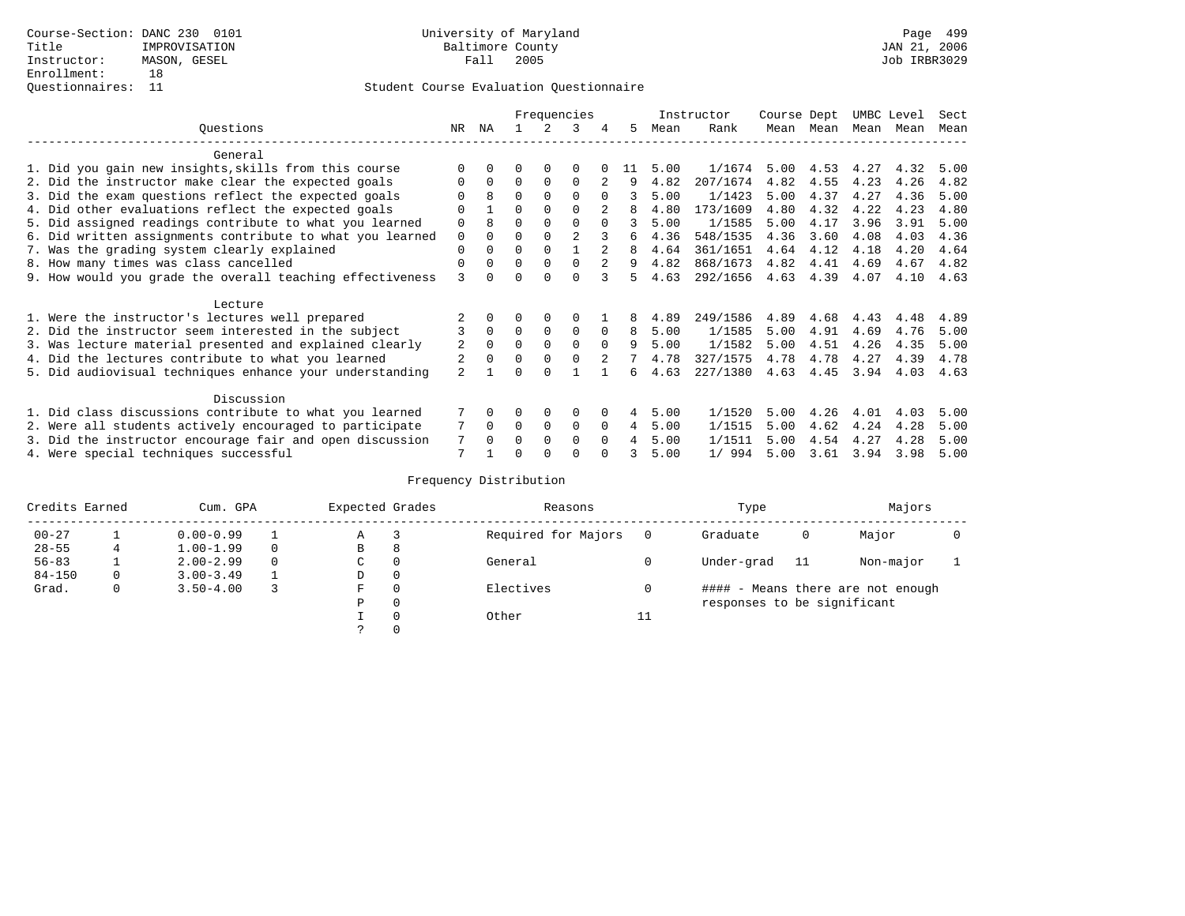Course-Section: DANC 230 0101
Title: IMPROVISATION
Instructor: MASON, GESEL
Enrollment: 18
Questionnaires: 11

University of Maryland
Baltimore County
Fall 2005

JAN 21, 2006
Job IRBR3029

## Student Course Evaluation Questionnaire

| Questions | NR | NA | 1 | 2 | 3 | 4 | 5 | Instructor Mean | Rank | Course Mean | Dept Mean | UMBC Mean | Level Mean | Sect Mean |
|---|---|---|---|---|---|---|---|---|---|---|---|---|---|---|
| **General** | | | | | | | | | | | | | | |
| 1. Did you gain new insights,skills from this course | 0 | 0 | 0 | 0 | 0 | 0 | 11 | 5.00 | 1/1674 | 5.00 | 4.53 | 4.27 | 4.32 | 5.00 |
| 2. Did the instructor make clear the expected goals | 0 | 0 | 0 | 0 | 0 | 2 | 9 | 4.82 | 207/1674 | 4.82 | 4.55 | 4.23 | 4.26 | 4.82 |
| 3. Did the exam questions reflect the expected goals | 0 | 8 | 0 | 0 | 0 | 0 | 3 | 5.00 | 1/1423 | 5.00 | 4.37 | 4.27 | 4.36 | 5.00 |
| 4. Did other evaluations reflect the expected goals | 0 | 1 | 0 | 0 | 0 | 2 | 8 | 4.80 | 173/1609 | 4.80 | 4.32 | 4.22 | 4.23 | 4.80 |
| 5. Did assigned readings contribute to what you learned | 0 | 8 | 0 | 0 | 0 | 0 | 3 | 5.00 | 1/1585 | 5.00 | 4.17 | 3.96 | 3.91 | 5.00 |
| 6. Did written assignments contribute to what you learned | 0 | 0 | 0 | 0 | 2 | 3 | 6 | 4.36 | 548/1535 | 4.36 | 3.60 | 4.08 | 4.03 | 4.36 |
| 7. Was the grading system clearly explained | 0 | 0 | 0 | 0 | 1 | 2 | 8 | 4.64 | 361/1651 | 4.64 | 4.12 | 4.18 | 4.20 | 4.64 |
| 8. How many times was class cancelled | 0 | 0 | 0 | 0 | 0 | 2 | 9 | 4.82 | 868/1673 | 4.82 | 4.41 | 4.69 | 4.67 | 4.82 |
| 9. How would you grade the overall teaching effectiveness | 3 | 0 | 0 | 0 | 0 | 3 | 5 | 4.63 | 292/1656 | 4.63 | 4.39 | 4.07 | 4.10 | 4.63 |
| **Lecture** | | | | | | | | | | | | | | |
| 1. Were the instructor's lectures well prepared | 2 | 0 | 0 | 0 | 0 | 1 | 8 | 4.89 | 249/1586 | 4.89 | 4.68 | 4.43 | 4.48 | 4.89 |
| 2. Did the instructor seem interested in the subject | 3 | 0 | 0 | 0 | 0 | 0 | 8 | 5.00 | 1/1585 | 5.00 | 4.91 | 4.69 | 4.76 | 5.00 |
| 3. Was lecture material presented and explained clearly | 2 | 0 | 0 | 0 | 0 | 0 | 9 | 5.00 | 1/1582 | 5.00 | 4.51 | 4.26 | 4.35 | 5.00 |
| 4. Did the lectures contribute to what you learned | 2 | 0 | 0 | 0 | 0 | 2 | 7 | 4.78 | 327/1575 | 4.78 | 4.78 | 4.27 | 4.39 | 4.78 |
| 5. Did audiovisual techniques enhance your understanding | 2 | 1 | 0 | 0 | 1 | 1 | 6 | 4.63 | 227/1380 | 4.63 | 4.45 | 3.94 | 4.03 | 4.63 |
| **Discussion** | | | | | | | | | | | | | | |
| 1. Did class discussions contribute to what you learned | 7 | 0 | 0 | 0 | 0 | 0 | 4 | 5.00 | 1/1520 | 5.00 | 4.26 | 4.01 | 4.03 | 5.00 |
| 2. Were all students actively encouraged to participate | 7 | 0 | 0 | 0 | 0 | 0 | 4 | 5.00 | 1/1515 | 5.00 | 4.62 | 4.24 | 4.28 | 5.00 |
| 3. Did the instructor encourage fair and open discussion | 7 | 0 | 0 | 0 | 0 | 0 | 4 | 5.00 | 1/1511 | 5.00 | 4.54 | 4.27 | 4.28 | 5.00 |
| 4. Were special techniques successful | 7 | 1 | 0 | 0 | 0 | 0 | 3 | 5.00 | 1/ 994 | 5.00 | 3.61 | 3.94 | 3.98 | 5.00 |

## Frequency Distribution

| Credits Earned | | Cum. GPA | | Expected Grades | | Reasons | | Type | | Majors | |
|---|---|---|---|---|---|---|---|---|---|---|---|
| 00-27 | 1 | 0.00-0.99 | 1 | A | 3 | Required for Majors | 0 | Graduate | 0 | Major | 0 |
| 28-55 | 4 | 1.00-1.99 | 0 | B | 8 | | | | | | |
| 56-83 | 1 | 2.00-2.99 | 0 | C | 0 | General | 0 | Under-grad | 11 | Non-major | 1 |
| 84-150 | 0 | 3.00-3.49 | 1 | D | 0 | | | | | | |
| Grad. | 0 | 3.50-4.00 | 3 | F | 0 | Electives | 0 | #### - Means there are not enough responses to be significant | | | |
| | | | | P | 0 | | | | | | |
| | | | | I | 0 | Other | 11 | | | | |
| | | | | ? | 0 | | | | | | |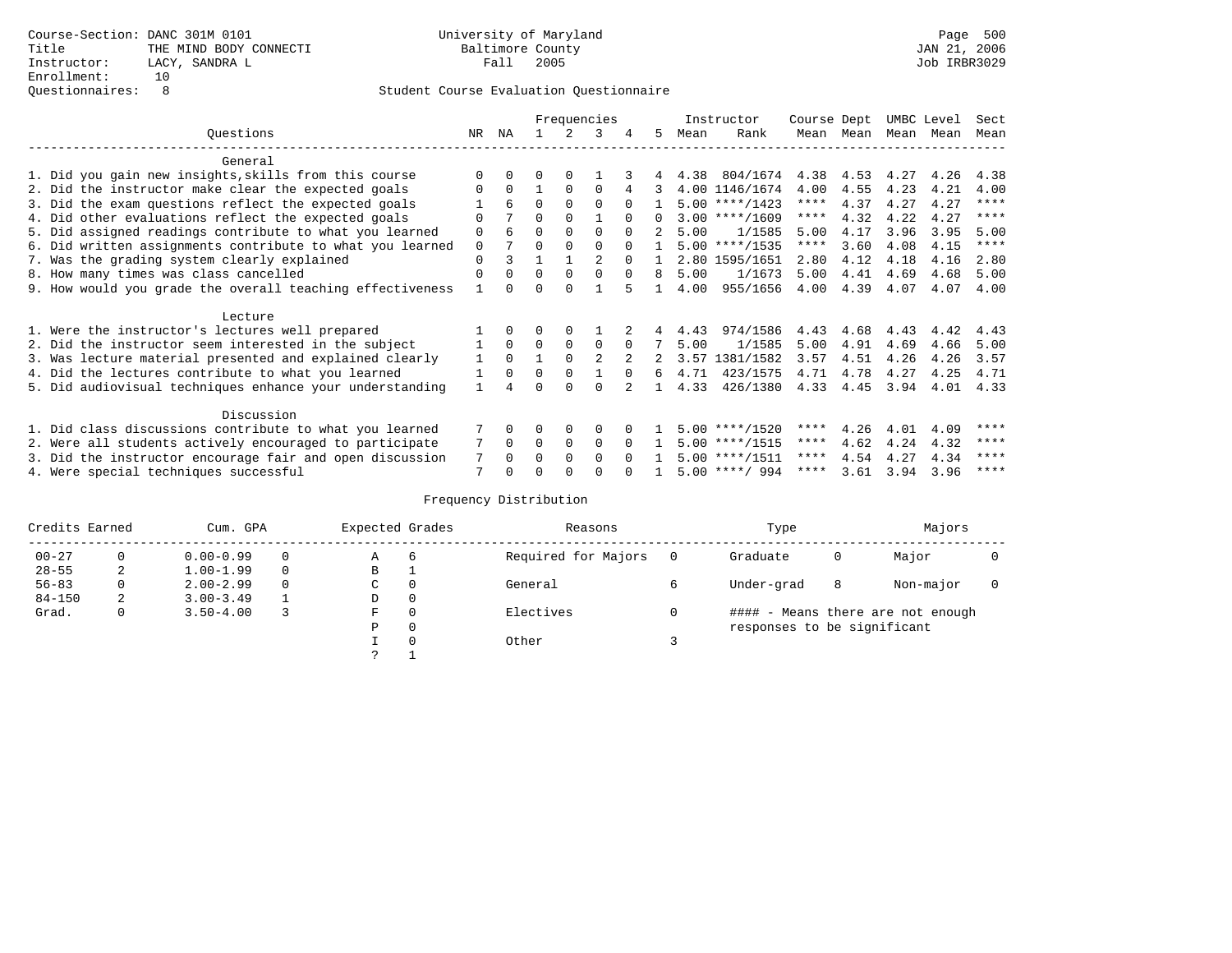Course-Section: DANC 301M 0101
Title: THE MIND BODY CONNECTI
Instructor: LACY, SANDRA L
Enrollment: 10
Questionnaires: 8

University of Maryland
Baltimore County
Fall 2005

JAN 21, 2006
Job IRBR3029

## Student Course Evaluation Questionnaire

| Questions | NR | NA | 1 | 2 | 3 | 4 | 5 | Instructor Mean | Instructor Rank | Course Mean | Dept Mean | UMBC Mean | Level Mean | Sect Mean |
|---|---|---|---|---|---|---|---|---|---|---|---|---|---|---|
| **General** | | | | | | | | | | | | | | |
| 1. Did you gain new insights,skills from this course | 0 | 0 | 0 | 0 | 1 | 3 | 4 | 4.38 | 804/1674 | 4.38 | 4.53 | 4.27 | 4.26 | 4.38 |
| 2. Did the instructor make clear the expected goals | 0 | 0 | 1 | 0 | 0 | 4 | 3 | 4.00 | 1146/1674 | 4.00 | 4.55 | 4.23 | 4.21 | 4.00 |
| 3. Did the exam questions reflect the expected goals | 1 | 6 | 0 | 0 | 0 | 0 | 1 | 5.00 | ****/1423 | **** | 4.37 | 4.27 | 4.27 | **** |
| 4. Did other evaluations reflect the expected goals | 0 | 7 | 0 | 0 | 1 | 0 | 0 | 3.00 | ****/1609 | **** | 4.32 | 4.22 | 4.27 | **** |
| 5. Did assigned readings contribute to what you learned | 0 | 6 | 0 | 0 | 0 | 0 | 2 | 5.00 | 1/1585 | 5.00 | 4.17 | 3.96 | 3.95 | 5.00 |
| 6. Did written assignments contribute to what you learned | 0 | 7 | 0 | 0 | 0 | 0 | 1 | 5.00 | ****/1535 | **** | 3.60 | 4.08 | 4.15 | **** |
| 7. Was the grading system clearly explained | 0 | 3 | 1 | 1 | 2 | 0 | 1 | 2.80 | 1595/1651 | 2.80 | 4.12 | 4.18 | 4.16 | 2.80 |
| 8. How many times was class cancelled | 0 | 0 | 0 | 0 | 0 | 0 | 8 | 5.00 | 1/1673 | 5.00 | 4.41 | 4.69 | 4.68 | 5.00 |
| 9. How would you grade the overall teaching effectiveness | 1 | 0 | 0 | 0 | 1 | 5 | 1 | 4.00 | 955/1656 | 4.00 | 4.39 | 4.07 | 4.07 | 4.00 |
| **Lecture** | | | | | | | | | | | | | | |
| 1. Were the instructor's lectures well prepared | 1 | 0 | 0 | 0 | 1 | 2 | 4 | 4.43 | 974/1586 | 4.43 | 4.68 | 4.43 | 4.42 | 4.43 |
| 2. Did the instructor seem interested in the subject | 1 | 0 | 0 | 0 | 0 | 0 | 7 | 5.00 | 1/1585 | 5.00 | 4.91 | 4.69 | 4.66 | 5.00 |
| 3. Was lecture material presented and explained clearly | 1 | 0 | 1 | 0 | 2 | 2 | 2 | 3.57 | 1381/1582 | 3.57 | 4.51 | 4.26 | 4.26 | 3.57 |
| 4. Did the lectures contribute to what you learned | 1 | 0 | 0 | 0 | 1 | 0 | 6 | 4.71 | 423/1575 | 4.71 | 4.78 | 4.27 | 4.25 | 4.71 |
| 5. Did audiovisual techniques enhance your understanding | 1 | 4 | 0 | 0 | 0 | 2 | 1 | 4.33 | 426/1380 | 4.33 | 4.45 | 3.94 | 4.01 | 4.33 |
| **Discussion** | | | | | | | | | | | | | | |
| 1. Did class discussions contribute to what you learned | 7 | 0 | 0 | 0 | 0 | 0 | 1 | 5.00 | ****/1520 | **** | 4.26 | 4.01 | 4.09 | **** |
| 2. Were all students actively encouraged to participate | 7 | 0 | 0 | 0 | 0 | 0 | 1 | 5.00 | ****/1515 | **** | 4.62 | 4.24 | 4.32 | **** |
| 3. Did the instructor encourage fair and open discussion | 7 | 0 | 0 | 0 | 0 | 0 | 1 | 5.00 | ****/1511 | **** | 4.54 | 4.27 | 4.34 | **** |
| 4. Were special techniques successful | 7 | 0 | 0 | 0 | 0 | 0 | 1 | 5.00 | ****/ 994 | **** | 3.61 | 3.94 | 3.96 | **** |

### Frequency Distribution

| Credits Earned | | Cum. GPA | | Expected Grades | | Reasons | | Type | | Majors | |
|---|---|---|---|---|---|---|---|---|---|---|---|
| 00-27 | 0 | 0.00-0.99 | 0 | A | 6 | Required for Majors | 0 | Graduate | 0 | Major | 0 |
| 28-55 | 2 | 1.00-1.99 | 0 | B | 1 | | | | | | |
| 56-83 | 0 | 2.00-2.99 | 0 | C | 0 | General | 6 | Under-grad | 8 | Non-major | 0 |
| 84-150 | 2 | 3.00-3.49 | 1 | D | 0 | | | | | | |
| Grad. | 0 | 3.50-4.00 | 3 | F | 0 | Electives | 0 | #### - Means there are not enough responses to be significant | | | |
| | | | | P | 0 | | | | | | |
| | | | | I | 0 | Other | 3 | | | | |
| | | | | ? | 1 | | | | | | |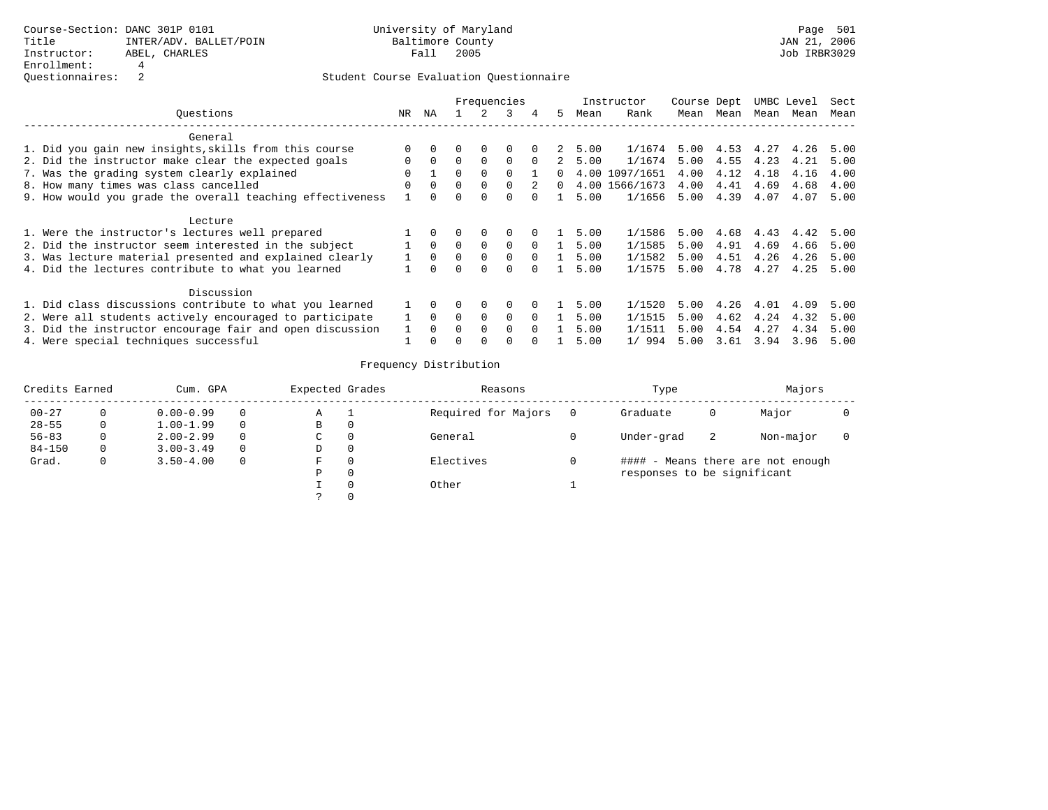Course-Section: DANC 301P 0101
Title: INTER/ADV. BALLET/POIN
Instructor: ABEL, CHARLES
Enrollment: 4
Questionnaires: 2

University of Maryland
Baltimore County
Fall 2005

Page 501
JAN 21, 2006
Job IRBR3029

## Student Course Evaluation Questionnaire

| Questions | NR | NA | 1 | 2 | 3 | 4 | 5 | Instructor Mean | Instructor Rank | Course Mean | Dept Mean | UMBC Mean | Level Mean | Sect Mean |
|---|---|---|---|---|---|---|---|---|---|---|---|---|---|---|
| **General** | | | | | | | | | | | | | | |
| 1. Did you gain new insights,skills from this course | 0 | 0 | 0 | 0 | 0 | 0 | 2 | 5.00 | 1/1674 | 5.00 | 4.53 | 4.27 | 4.26 | 5.00 |
| 2. Did the instructor make clear the expected goals | 0 | 0 | 0 | 0 | 0 | 0 | 2 | 5.00 | 1/1674 | 5.00 | 4.55 | 4.23 | 4.21 | 5.00 |
| 7. Was the grading system clearly explained | 0 | 1 | 0 | 0 | 0 | 1 | 0 | 4.00 | 1097/1651 | 4.00 | 4.12 | 4.18 | 4.16 | 4.00 |
| 8. How many times was class cancelled | 0 | 0 | 0 | 0 | 0 | 2 | 0 | 4.00 | 1566/1673 | 4.00 | 4.41 | 4.69 | 4.68 | 4.00 |
| 9. How would you grade the overall teaching effectiveness | 1 | 0 | 0 | 0 | 0 | 0 | 1 | 5.00 | 1/1656 | 5.00 | 4.39 | 4.07 | 4.07 | 5.00 |
| **Lecture** | | | | | | | | | | | | | | |
| 1. Were the instructor's lectures well prepared | 1 | 0 | 0 | 0 | 0 | 0 | 1 | 5.00 | 1/1586 | 5.00 | 4.68 | 4.43 | 4.42 | 5.00 |
| 2. Did the instructor seem interested in the subject | 1 | 0 | 0 | 0 | 0 | 0 | 1 | 5.00 | 1/1585 | 5.00 | 4.91 | 4.69 | 4.66 | 5.00 |
| 3. Was lecture material presented and explained clearly | 1 | 0 | 0 | 0 | 0 | 0 | 1 | 5.00 | 1/1582 | 5.00 | 4.51 | 4.26 | 4.26 | 5.00 |
| 4. Did the lectures contribute to what you learned | 1 | 0 | 0 | 0 | 0 | 0 | 1 | 5.00 | 1/1575 | 5.00 | 4.78 | 4.27 | 4.25 | 5.00 |
| **Discussion** | | | | | | | | | | | | | | |
| 1. Did class discussions contribute to what you learned | 1 | 0 | 0 | 0 | 0 | 0 | 1 | 5.00 | 1/1520 | 5.00 | 4.26 | 4.01 | 4.09 | 5.00 |
| 2. Were all students actively encouraged to participate | 1 | 0 | 0 | 0 | 0 | 0 | 1 | 5.00 | 1/1515 | 5.00 | 4.62 | 4.24 | 4.32 | 5.00 |
| 3. Did the instructor encourage fair and open discussion | 1 | 0 | 0 | 0 | 0 | 0 | 1 | 5.00 | 1/1511 | 5.00 | 4.54 | 4.27 | 4.34 | 5.00 |
| 4. Were special techniques successful | 1 | 0 | 0 | 0 | 0 | 0 | 1 | 5.00 | 1/ 994 | 5.00 | 3.61 | 3.94 | 3.96 | 5.00 |

## Frequency Distribution

| Credits Earned | | Cum. GPA | | Expected Grades | | Reasons | | Type | | Majors | |
|---|---|---|---|---|---|---|---|---|---|---|---|
| 00-27 | 0 | 0.00-0.99 | 0 | A | 1 | Required for Majors | 0 | Graduate | 0 | Major | 0 |
| 28-55 | 0 | 1.00-1.99 | 0 | B | 0 | | | | | | |
| 56-83 | 0 | 2.00-2.99 | 0 | C | 0 | General | 0 | Under-grad | 2 | Non-major | 0 |
| 84-150 | 0 | 3.00-3.49 | 0 | D | 0 | | | | | | |
| Grad. | 0 | 3.50-4.00 | 0 | F | 0 | Electives | 0 | #### - Means there are not enough responses to be significant | | | |
| | | | | P | 0 | | | | | | |
| | | | | I | 0 | Other | 1 | | | | |
| | | | | ? | 0 | | | | | | |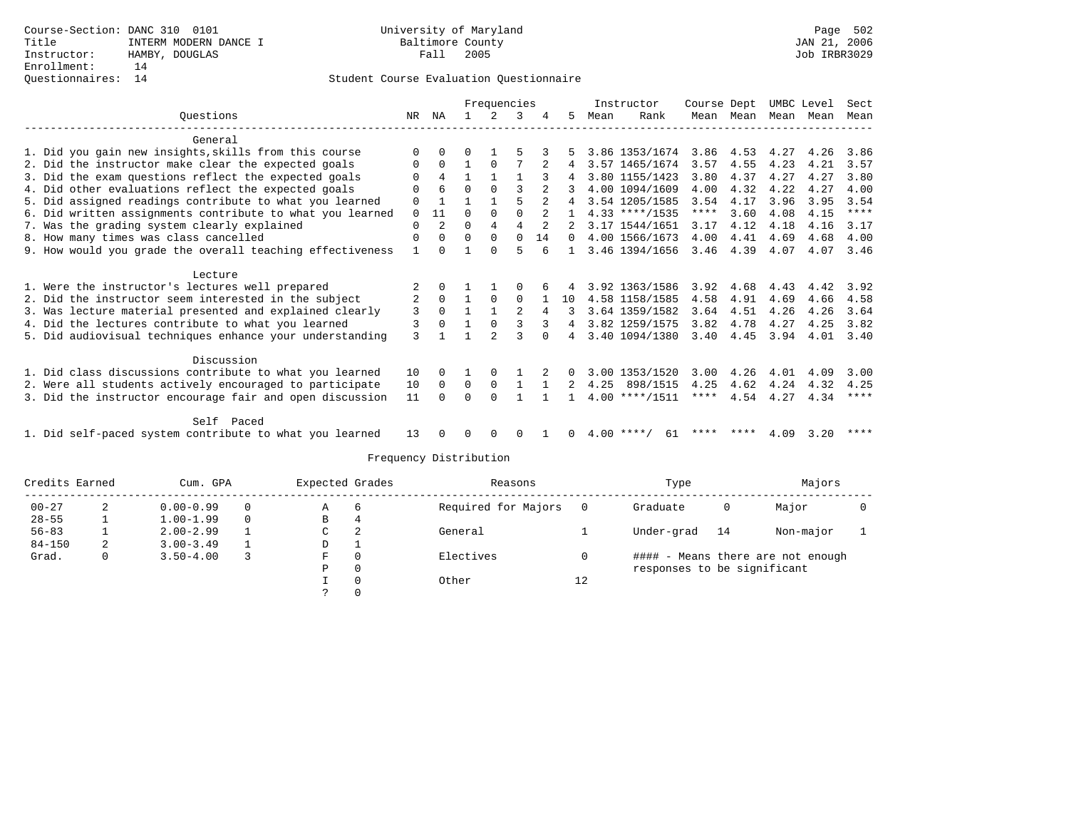Course-Section: DANC 310 0101
Title: INTERM MODERN DANCE I
Instructor: HAMBY, DOUGLAS
Enrollment: 14
Questionnaires: 14

University of Maryland
Baltimore County
Fall 2005

JAN 21, 2006
Job IRBR3029

## Student Course Evaluation Questionnaire

| Questions | NR | NA | 1 | 2 | 3 | 4 | 5 | Instructor Mean | Instructor Rank | Course Mean | Dept Mean | UMBC Mean | Level Mean | Sect Mean |
|---|---|---|---|---|---|---|---|---|---|---|---|---|---|---|
| **General** | | | | | | | | | | | | | | |
| 1. Did you gain new insights,skills from this course | 0 | 0 | 0 | 1 | 5 | 3 | 5 | 3.86 | 1353/1674 | 3.86 | 4.53 | 4.27 | 4.26 | 3.86 |
| 2. Did the instructor make clear the expected goals | 0 | 0 | 1 | 0 | 7 | 2 | 4 | 3.57 | 1465/1674 | 3.57 | 4.55 | 4.23 | 4.21 | 3.57 |
| 3. Did the exam questions reflect the expected goals | 0 | 4 | 1 | 1 | 1 | 3 | 4 | 3.80 | 1155/1423 | 3.80 | 4.37 | 4.27 | 4.27 | 3.80 |
| 4. Did other evaluations reflect the expected goals | 0 | 6 | 0 | 0 | 3 | 2 | 3 | 4.00 | 1094/1609 | 4.00 | 4.32 | 4.22 | 4.27 | 4.00 |
| 5. Did assigned readings contribute to what you learned | 0 | 1 | 1 | 1 | 5 | 2 | 4 | 3.54 | 1205/1585 | 3.54 | 4.17 | 3.96 | 3.95 | 3.54 |
| 6. Did written assignments contribute to what you learned | 0 | 11 | 0 | 0 | 0 | 2 | 1 | 4.33 | ****/1535 | **** | 3.60 | 4.08 | 4.15 | **** |
| 7. Was the grading system clearly explained | 0 | 2 | 0 | 4 | 4 | 2 | 2 | 3.17 | 1544/1651 | 3.17 | 4.12 | 4.18 | 4.16 | 3.17 |
| 8. How many times was class cancelled | 0 | 0 | 0 | 0 | 0 | 14 | 0 | 4.00 | 1566/1673 | 4.00 | 4.41 | 4.69 | 4.68 | 4.00 |
| 9. How would you grade the overall teaching effectiveness | 1 | 0 | 1 | 0 | 5 | 6 | 1 | 3.46 | 1394/1656 | 3.46 | 4.39 | 4.07 | 4.07 | 3.46 |
| **Lecture** | | | | | | | | | | | | | | |
| 1. Were the instructor's lectures well prepared | 2 | 0 | 1 | 1 | 0 | 6 | 4 | 3.92 | 1363/1586 | 3.92 | 4.68 | 4.43 | 4.42 | 3.92 |
| 2. Did the instructor seem interested in the subject | 2 | 0 | 1 | 0 | 0 | 1 | 10 | 4.58 | 1158/1585 | 4.58 | 4.91 | 4.69 | 4.66 | 4.58 |
| 3. Was lecture material presented and explained clearly | 3 | 0 | 1 | 1 | 2 | 4 | 3 | 3.64 | 1359/1582 | 3.64 | 4.51 | 4.26 | 4.26 | 3.64 |
| 4. Did the lectures contribute to what you learned | 3 | 0 | 1 | 0 | 3 | 3 | 4 | 3.82 | 1259/1575 | 3.82 | 4.78 | 4.27 | 4.25 | 3.82 |
| 5. Did audiovisual techniques enhance your understanding | 3 | 1 | 1 | 2 | 3 | 0 | 4 | 3.40 | 1094/1380 | 3.40 | 4.45 | 3.94 | 4.01 | 3.40 |
| **Discussion** | | | | | | | | | | | | | | |
| 1. Did class discussions contribute to what you learned | 10 | 0 | 1 | 0 | 1 | 2 | 0 | 3.00 | 1353/1520 | 3.00 | 4.26 | 4.01 | 4.09 | 3.00 |
| 2. Were all students actively encouraged to participate | 10 | 0 | 0 | 0 | 1 | 1 | 2 | 4.25 | 898/1515 | 4.25 | 4.62 | 4.24 | 4.32 | 4.25 |
| 3. Did the instructor encourage fair and open discussion | 11 | 0 | 0 | 0 | 1 | 1 | 1 | 4.00 | ****/1511 | **** | 4.54 | 4.27 | 4.34 | **** |
| **Self Paced** | | | | | | | | | | | | | | |
| 1. Did self-paced system contribute to what you learned | 13 | 0 | 0 | 0 | 0 | 1 | 0 | 4.00 | ****/ 61 | **** | **** | 4.09 | 3.20 | **** |

## Frequency Distribution

| Credits Earned | | Cum. GPA | | Expected Grades | | Reasons | | Type | | Majors | |
|---|---|---|---|---|---|---|---|---|---|---|---|
| 00-27 | 2 | 0.00-0.99 | 0 | A | 6 | Required for Majors | 0 | Graduate | 0 | Major | 0 |
| 28-55 | 1 | 1.00-1.99 | 0 | B | 4 | | | | | | |
| 56-83 | 1 | 2.00-2.99 | 1 | C | 2 | General | 1 | Under-grad | 14 | Non-major | 1 |
| 84-150 | 2 | 3.00-3.49 | 1 | D | 1 | | | | | | |
| Grad. | 0 | 3.50-4.00 | 3 | F | 0 | Electives | 0 | #### - Means there are not enough responses to be significant | | | |
| | | | | P | 0 | | | | | | |
| | | | | I | 0 | Other | 12 | | | | |
| | | | | ? | 0 | | | | | | |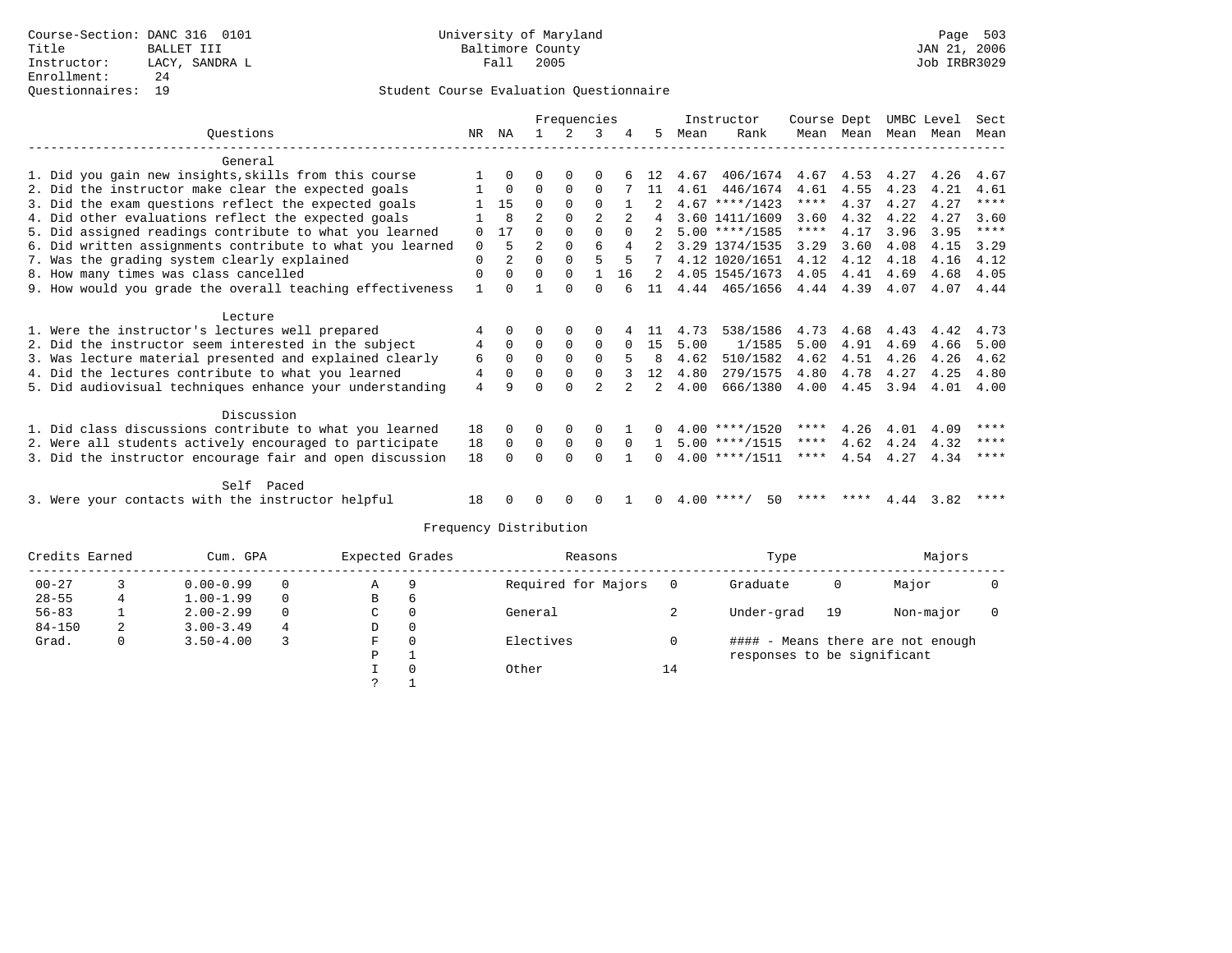Course-Section: DANC 316 0101
Title: BALLET III
Instructor: LACY, SANDRA L
Enrollment: 24
Questionnaires: 19

University of Maryland
Baltimore County
Fall 2005

Page 503
JAN 21, 2006
Job IRBR3029

## Student Course Evaluation Questionnaire

| Questions | NR | NA | 1 | 2 | 3 | 4 | 5 | Instructor Mean | Rank | Course Mean | Dept Mean | UMBC Mean | Level Mean | Sect Mean |
|---|---|---|---|---|---|---|---|---|---|---|---|---|---|---|
| **General** | | | | | | | | | | | | | | |
| 1. Did you gain new insights,skills from this course | 1 | 0 | 0 | 0 | 0 | 6 | 12 | 4.67 | 406/1674 | 4.67 | 4.53 | 4.27 | 4.26 | 4.67 |
| 2. Did the instructor make clear the expected goals | 1 | 0 | 0 | 0 | 0 | 7 | 11 | 4.61 | 446/1674 | 4.61 | 4.55 | 4.23 | 4.21 | 4.61 |
| 3. Did the exam questions reflect the expected goals | 1 | 15 | 0 | 0 | 0 | 1 | 2 | 4.67 | ****/1423 | **** | 4.37 | 4.27 | 4.27 | **** |
| 4. Did other evaluations reflect the expected goals | 1 | 8 | 2 | 0 | 2 | 2 | 4 | 3.60 | 1411/1609 | 3.60 | 4.32 | 4.22 | 4.27 | 3.60 |
| 5. Did assigned readings contribute to what you learned | 0 | 17 | 0 | 0 | 0 | 0 | 2 | 5.00 | ****/1585 | **** | 4.17 | 3.96 | 3.95 | **** |
| 6. Did written assignments contribute to what you learned | 0 | 5 | 2 | 0 | 6 | 4 | 2 | 3.29 | 1374/1535 | 3.29 | 3.60 | 4.08 | 4.15 | 3.29 |
| 7. Was the grading system clearly explained | 0 | 2 | 0 | 0 | 5 | 5 | 7 | 4.12 | 1020/1651 | 4.12 | 4.12 | 4.18 | 4.16 | 4.12 |
| 8. How many times was class cancelled | 0 | 0 | 0 | 0 | 1 | 16 | 2 | 4.05 | 1545/1673 | 4.05 | 4.41 | 4.69 | 4.68 | 4.05 |
| 9. How would you grade the overall teaching effectiveness | 1 | 0 | 1 | 0 | 0 | 6 | 11 | 4.44 | 465/1656 | 4.44 | 4.39 | 4.07 | 4.07 | 4.44 |
| **Lecture** | | | | | | | | | | | | | | |
| 1. Were the instructor's lectures well prepared | 4 | 0 | 0 | 0 | 0 | 4 | 11 | 4.73 | 538/1586 | 4.73 | 4.68 | 4.43 | 4.42 | 4.73 |
| 2. Did the instructor seem interested in the subject | 4 | 0 | 0 | 0 | 0 | 0 | 15 | 5.00 | 1/1585 | 5.00 | 4.91 | 4.69 | 4.66 | 5.00 |
| 3. Was lecture material presented and explained clearly | 6 | 0 | 0 | 0 | 0 | 5 | 8 | 4.62 | 510/1582 | 4.62 | 4.51 | 4.26 | 4.26 | 4.62 |
| 4. Did the lectures contribute to what you learned | 4 | 0 | 0 | 0 | 0 | 3 | 12 | 4.80 | 279/1575 | 4.80 | 4.78 | 4.27 | 4.25 | 4.80 |
| 5. Did audiovisual techniques enhance your understanding | 4 | 9 | 0 | 0 | 2 | 2 | 2 | 4.00 | 666/1380 | 4.00 | 4.45 | 3.94 | 4.01 | 4.00 |
| **Discussion** | | | | | | | | | | | | | | |
| 1. Did class discussions contribute to what you learned | 18 | 0 | 0 | 0 | 0 | 1 | 0 | 4.00 | ****/1520 | **** | 4.26 | 4.01 | 4.09 | **** |
| 2. Were all students actively encouraged to participate | 18 | 0 | 0 | 0 | 0 | 0 | 1 | 5.00 | ****/1515 | **** | 4.62 | 4.24 | 4.32 | **** |
| 3. Did the instructor encourage fair and open discussion | 18 | 0 | 0 | 0 | 0 | 1 | 0 | 4.00 | ****/1511 | **** | 4.54 | 4.27 | 4.34 | **** |
| **Self Paced** | | | | | | | | | | | | | | |
| 3. Were your contacts with the instructor helpful | 18 | 0 | 0 | 0 | 0 | 1 | 0 | 4.00 | ****/ 50 | **** | **** | 4.44 | 3.82 | **** |

## Frequency Distribution

| Credits Earned | | Cum. GPA | | Expected Grades | | Reasons | | Type | | Majors | |
|---|---|---|---|---|---|---|---|---|---|---|---|
| 00-27 | 3 | 0.00-0.99 | 0 | A | 9 | Required for Majors | 0 | Graduate | 0 | Major | 0 |
| 28-55 | 4 | 1.00-1.99 | 0 | B | 6 | | | | | | |
| 56-83 | 1 | 2.00-2.99 | 0 | C | 0 | General | 2 | Under-grad | 19 | Non-major | 0 |
| 84-150 | 2 | 3.00-3.49 | 4 | D | 0 | | | | | | |
| Grad. | 0 | 3.50-4.00 | 3 | F | 0 | Electives | 0 | #### - Means there are not enough responses to be significant | | | |
| | | | | P | 1 | | | | | | |
| | | | | I | 0 | Other | 14 | | | | |
| | | | | ? | 1 | | | | | | |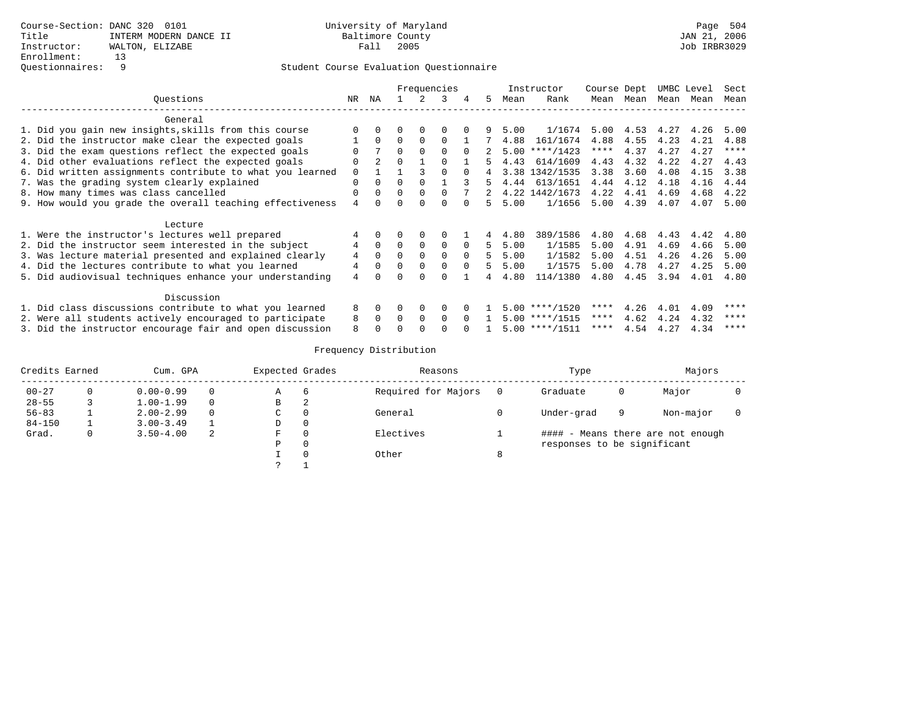Course-Section: DANC 320 0101
Title: INTERM MODERN DANCE II
Instructor: WALTON, ELIZABE
Enrollment: 13
Questionnaires: 9

University of Maryland
Baltimore County
Fall 2005

JAN 21, 2006
Job IRBR3029

Student Course Evaluation Questionnaire

| Questions | NR | NA | 1 | 2 | 3 | 4 | 5 | Instructor Mean | Instructor Rank | Course Mean | Dept Mean | UMBC Level Mean | Level Mean | Sect Mean |
|---|---|---|---|---|---|---|---|---|---|---|---|---|---|---|
| **General** | | | | | | | | | | | | | | |
| 1. Did you gain new insights,skills from this course | 0 | 0 | 0 | 0 | 0 | 0 | 9 | 5.00 | 1/1674 | 5.00 | 4.53 | 4.27 | 4.26 | 5.00 |
| 2. Did the instructor make clear the expected goals | 1 | 0 | 0 | 0 | 0 | 1 | 7 | 4.88 | 161/1674 | 4.88 | 4.55 | 4.23 | 4.21 | 4.88 |
| 3. Did the exam questions reflect the expected goals | 0 | 7 | 0 | 0 | 0 | 0 | 2 | 5.00 | ****/1423 | **** | 4.37 | 4.27 | 4.27 | **** |
| 4. Did other evaluations reflect the expected goals | 0 | 2 | 0 | 1 | 0 | 1 | 5 | 4.43 | 614/1609 | 4.43 | 4.32 | 4.22 | 4.27 | 4.43 |
| 6. Did written assignments contribute to what you learned | 0 | 1 | 1 | 3 | 0 | 0 | 4 | 3.38 | 1342/1535 | 3.38 | 3.60 | 4.08 | 4.15 | 3.38 |
| 7. Was the grading system clearly explained | 0 | 0 | 0 | 0 | 1 | 3 | 5 | 4.44 | 613/1651 | 4.44 | 4.12 | 4.18 | 4.16 | 4.44 |
| 8. How many times was class cancelled | 0 | 0 | 0 | 0 | 0 | 7 | 2 | 4.22 | 1442/1673 | 4.22 | 4.41 | 4.69 | 4.68 | 4.22 |
| 9. How would you grade the overall teaching effectiveness | 4 | 0 | 0 | 0 | 0 | 0 | 5 | 5.00 | 1/1656 | 5.00 | 4.39 | 4.07 | 4.07 | 5.00 |
| **Lecture** | | | | | | | | | | | | | | |
| 1. Were the instructor's lectures well prepared | 4 | 0 | 0 | 0 | 0 | 1 | 4 | 4.80 | 389/1586 | 4.80 | 4.68 | 4.43 | 4.42 | 4.80 |
| 2. Did the instructor seem interested in the subject | 4 | 0 | 0 | 0 | 0 | 0 | 5 | 5.00 | 1/1585 | 5.00 | 4.91 | 4.69 | 4.66 | 5.00 |
| 3. Was lecture material presented and explained clearly | 4 | 0 | 0 | 0 | 0 | 0 | 5 | 5.00 | 1/1582 | 5.00 | 4.51 | 4.26 | 4.26 | 5.00 |
| 4. Did the lectures contribute to what you learned | 4 | 0 | 0 | 0 | 0 | 0 | 5 | 5.00 | 1/1575 | 5.00 | 4.78 | 4.27 | 4.25 | 5.00 |
| 5. Did audiovisual techniques enhance your understanding | 4 | 0 | 0 | 0 | 0 | 1 | 4 | 4.80 | 114/1380 | 4.80 | 4.45 | 3.94 | 4.01 | 4.80 |
| **Discussion** | | | | | | | | | | | | | | |
| 1. Did class discussions contribute to what you learned | 8 | 0 | 0 | 0 | 0 | 0 | 1 | 5.00 | ****/1520 | **** | 4.26 | 4.01 | 4.09 | **** |
| 2. Were all students actively encouraged to participate | 8 | 0 | 0 | 0 | 0 | 0 | 1 | 5.00 | ****/1515 | **** | 4.62 | 4.24 | 4.32 | **** |
| 3. Did the instructor encourage fair and open discussion | 8 | 0 | 0 | 0 | 0 | 0 | 1 | 5.00 | ****/1511 | **** | 4.54 | 4.27 | 4.34 | **** |

Frequency Distribution

| Credits Earned | | Cum. GPA | | Expected Grades | | Reasons | | Type | | Majors | |
|---|---|---|---|---|---|---|---|---|---|---|---|
| 00-27 | 0 | 0.00-0.99 | 0 | A | 6 | Required for Majors | 0 | Graduate | 0 | Major | 0 |
| 28-55 | 3 | 1.00-1.99 | 0 | B | 2 | | | | | | |
| 56-83 | 1 | 2.00-2.99 | 0 | C | 0 | General | 0 | Under-grad | 9 | Non-major | 0 |
| 84-150 | 1 | 3.00-3.49 | 1 | D | 0 | | | | | | |
| Grad. | 0 | 3.50-4.00 | 2 | F | 0 | Electives | 1 | #### - Means there are not enough responses to be significant | | | |
| | | | | P | 0 | | | | | | |
| | | | | I | 0 | Other | 8 | | | | |
| | | | | ? | 1 | | | | | | |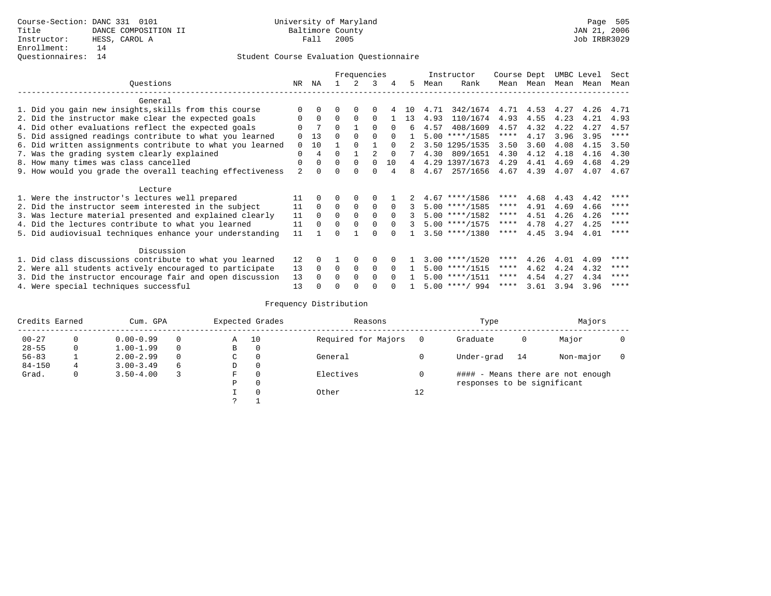Course-Section: DANC 331 0101
Title: DANCE COMPOSITION II
Instructor: HESS, CAROL A
Enrollment: 14
Questionnaires: 14

University of Maryland
Baltimore County
Fall 2005

Student Course Evaluation Questionnaire

JAN 21, 2006
Job IRBR3029

| Questions | NR | NA | 1 | 2 | 3 | 4 | 5 | Instructor Mean | Instructor Rank | Course Mean | Dept Mean | UMBC Mean | Level Mean | Sect Mean |
|---|---|---|---|---|---|---|---|---|---|---|---|---|---|---|
| **General** | | | | | | | | | | | | | | |
| 1. Did you gain new insights,skills from this course | 0 | 0 | 0 | 0 | 0 | 4 | 10 | 4.71 | 342/1674 | 4.71 | 4.53 | 4.27 | 4.26 | 4.71 |
| 2. Did the instructor make clear the expected goals | 0 | 0 | 0 | 0 | 0 | 1 | 13 | 4.93 | 110/1674 | 4.93 | 4.55 | 4.23 | 4.21 | 4.93 |
| 4. Did other evaluations reflect the expected goals | 0 | 7 | 0 | 1 | 0 | 0 | 6 | 4.57 | 408/1609 | 4.57 | 4.32 | 4.22 | 4.27 | 4.57 |
| 5. Did assigned readings contribute to what you learned | 0 | 13 | 0 | 0 | 0 | 0 | 1 | 5.00 | ****/1585 | **** | 4.17 | 3.96 | 3.95 | **** |
| 6. Did written assignments contribute to what you learned | 0 | 10 | 1 | 0 | 1 | 0 | 2 | 3.50 | 1295/1535 | 3.50 | 3.60 | 4.08 | 4.15 | 3.50 |
| 7. Was the grading system clearly explained | 0 | 4 | 0 | 1 | 2 | 0 | 7 | 4.30 | 809/1651 | 4.30 | 4.12 | 4.18 | 4.16 | 4.30 |
| 8. How many times was class cancelled | 0 | 0 | 0 | 0 | 0 | 10 | 4 | 4.29 | 1397/1673 | 4.29 | 4.41 | 4.69 | 4.68 | 4.29 |
| 9. How would you grade the overall teaching effectiveness | 2 | 0 | 0 | 0 | 0 | 4 | 8 | 4.67 | 257/1656 | 4.67 | 4.39 | 4.07 | 4.07 | 4.67 |
| **Lecture** | | | | | | | | | | | | | | |
| 1. Were the instructor's lectures well prepared | 11 | 0 | 0 | 0 | 0 | 1 | 2 | 4.67 | ****/1586 | **** | 4.68 | 4.43 | 4.42 | **** |
| 2. Did the instructor seem interested in the subject | 11 | 0 | 0 | 0 | 0 | 0 | 3 | 5.00 | ****/1585 | **** | 4.91 | 4.69 | 4.66 | **** |
| 3. Was lecture material presented and explained clearly | 11 | 0 | 0 | 0 | 0 | 0 | 3 | 5.00 | ****/1582 | **** | 4.51 | 4.26 | 4.26 | **** |
| 4. Did the lectures contribute to what you learned | 11 | 0 | 0 | 0 | 0 | 0 | 3 | 5.00 | ****/1575 | **** | 4.78 | 4.27 | 4.25 | **** |
| 5. Did audiovisual techniques enhance your understanding | 11 | 1 | 0 | 1 | 0 | 0 | 1 | 3.50 | ****/1380 | **** | 4.45 | 3.94 | 4.01 | **** |
| **Discussion** | | | | | | | | | | | | | | |
| 1. Did class discussions contribute to what you learned | 12 | 0 | 1 | 0 | 0 | 0 | 1 | 3.00 | ****/1520 | **** | 4.26 | 4.01 | 4.09 | **** |
| 2. Were all students actively encouraged to participate | 13 | 0 | 0 | 0 | 0 | 0 | 1 | 5.00 | ****/1515 | **** | 4.62 | 4.24 | 4.32 | **** |
| 3. Did the instructor encourage fair and open discussion | 13 | 0 | 0 | 0 | 0 | 0 | 1 | 5.00 | ****/1511 | **** | 4.54 | 4.27 | 4.34 | **** |
| 4. Were special techniques successful | 13 | 0 | 0 | 0 | 0 | 0 | 1 | 5.00 | ****/ 994 | **** | 3.61 | 3.94 | 3.96 | **** |

## Frequency Distribution

| Credits Earned | | Cum. GPA | | Expected Grades | | Reasons | | Type | | Majors | |
|---|---|---|---|---|---|---|---|---|---|---|---|
| 00-27 | 0 | 0.00-0.99 | 0 | A | 10 | Required for Majors | 0 | Graduate | 0 | Major | 0 |
| 28-55 | 0 | 1.00-1.99 | 0 | B | 0 | | | | | | |
| 56-83 | 1 | 2.00-2.99 | 0 | C | 0 | General | 0 | Under-grad | 14 | Non-major | 0 |
| 84-150 | 4 | 3.00-3.49 | 6 | D | 0 | | | | | | |
| Grad. | 0 | 3.50-4.00 | 3 | F | 0 | Electives | 0 | #### - Means there are not enough responses to be significant | | | |
| | | | | P | 0 | | | | | | |
| | | | | I | 0 | Other | 12 | | | | |
| | | | | ? | 1 | | | | | | |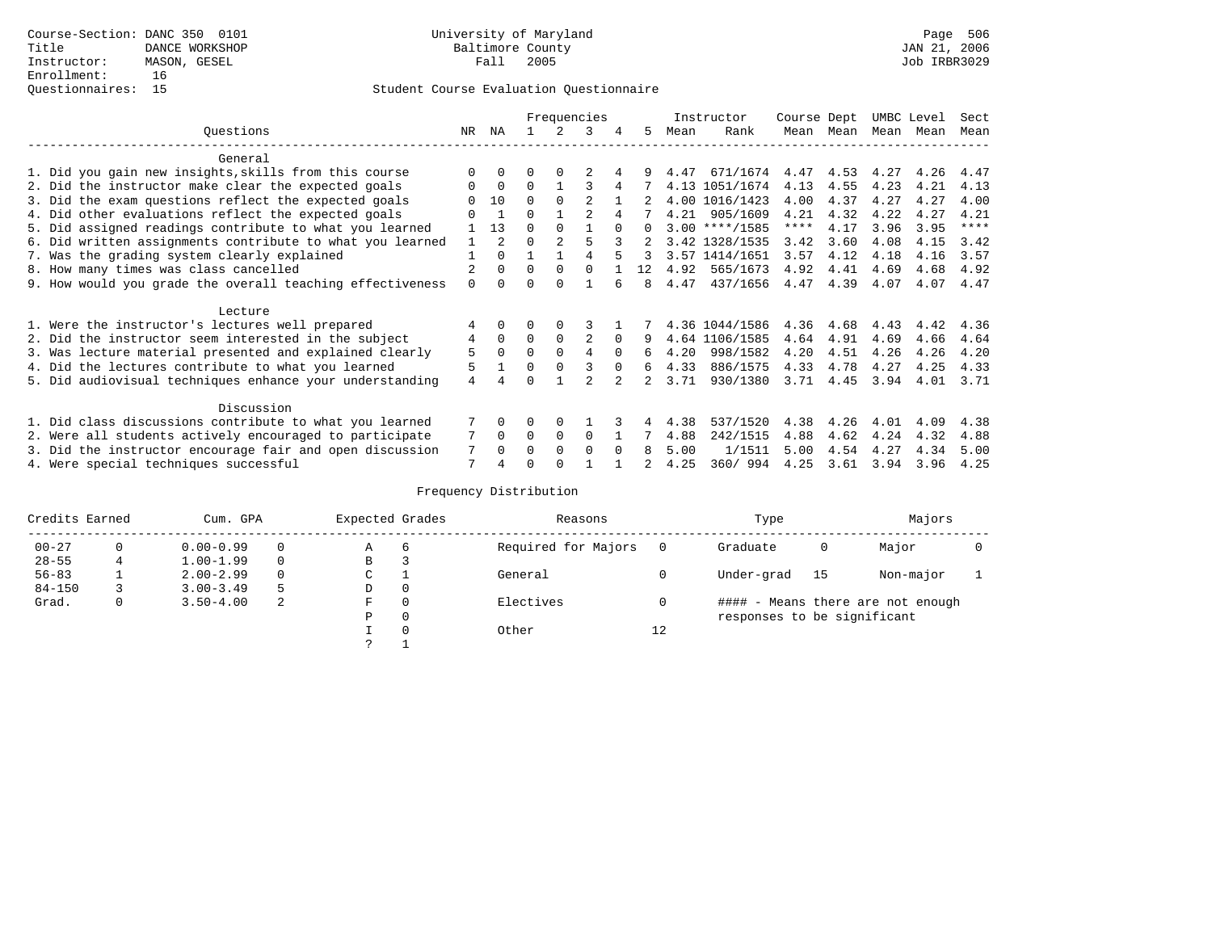Course-Section: DANC 350 0101
Title: DANCE WORKSHOP
Instructor: MASON, GESEL
Enrollment: 16
Questionnaires: 15

University of Maryland
Baltimore County
Fall 2005

Page 506
JAN 21, 2006
Job IRBR3029

## Student Course Evaluation Questionnaire

| Questions | NR | NA | 1 | 2 | 3 | 4 | 5 | Instructor Mean | Instructor Rank | Course Mean | Dept Mean | UMBC Mean | Level Mean | Sect Mean |
|---|---|---|---|---|---|---|---|---|---|---|---|---|---|---|
| **General** | | | | | | | | | | | | | | |
| 1. Did you gain new insights,skills from this course | 0 | 0 | 0 | 0 | 2 | 4 | 9 | 4.47 | 671/1674 | 4.47 | 4.53 | 4.27 | 4.26 | 4.47 |
| 2. Did the instructor make clear the expected goals | 0 | 0 | 0 | 1 | 3 | 4 | 7 | 4.13 | 1051/1674 | 4.13 | 4.55 | 4.23 | 4.21 | 4.13 |
| 3. Did the exam questions reflect the expected goals | 0 | 10 | 0 | 0 | 2 | 1 | 2 | 4.00 | 1016/1423 | 4.00 | 4.37 | 4.27 | 4.27 | 4.00 |
| 4. Did other evaluations reflect the expected goals | 0 | 1 | 0 | 1 | 2 | 4 | 7 | 4.21 | 905/1609 | 4.21 | 4.32 | 4.22 | 4.27 | 4.21 |
| 5. Did assigned readings contribute to what you learned | 1 | 13 | 0 | 0 | 1 | 0 | 0 | 3.00 | ****/1585 | **** | 4.17 | 3.96 | 3.95 | **** |
| 6. Did written assignments contribute to what you learned | 1 | 2 | 0 | 2 | 5 | 3 | 2 | 3.42 | 1328/1535 | 3.42 | 3.60 | 4.08 | 4.15 | 3.42 |
| 7. Was the grading system clearly explained | 1 | 0 | 1 | 1 | 4 | 5 | 3 | 3.57 | 1414/1651 | 3.57 | 4.12 | 4.18 | 4.16 | 3.57 |
| 8. How many times was class cancelled | 2 | 0 | 0 | 0 | 0 | 1 | 12 | 4.92 | 565/1673 | 4.92 | 4.41 | 4.69 | 4.68 | 4.92 |
| 9. How would you grade the overall teaching effectiveness | 0 | 0 | 0 | 0 | 1 | 6 | 8 | 4.47 | 437/1656 | 4.47 | 4.39 | 4.07 | 4.07 | 4.47 |
| **Lecture** | | | | | | | | | | | | | | |
| 1. Were the instructor's lectures well prepared | 4 | 0 | 0 | 0 | 3 | 1 | 7 | 4.36 | 1044/1586 | 4.36 | 4.68 | 4.43 | 4.42 | 4.36 |
| 2. Did the instructor seem interested in the subject | 4 | 0 | 0 | 0 | 2 | 0 | 9 | 4.64 | 1106/1585 | 4.64 | 4.91 | 4.69 | 4.66 | 4.64 |
| 3. Was lecture material presented and explained clearly | 5 | 0 | 0 | 0 | 4 | 0 | 6 | 4.20 | 998/1582 | 4.20 | 4.51 | 4.26 | 4.26 | 4.20 |
| 4. Did the lectures contribute to what you learned | 5 | 1 | 0 | 0 | 3 | 0 | 6 | 4.33 | 886/1575 | 4.33 | 4.78 | 4.27 | 4.25 | 4.33 |
| 5. Did audiovisual techniques enhance your understanding | 4 | 4 | 0 | 1 | 2 | 2 | 2 | 3.71 | 930/1380 | 3.71 | 4.45 | 3.94 | 4.01 | 3.71 |
| **Discussion** | | | | | | | | | | | | | | |
| 1. Did class discussions contribute to what you learned | 7 | 0 | 0 | 0 | 1 | 3 | 4 | 4.38 | 537/1520 | 4.38 | 4.26 | 4.01 | 4.09 | 4.38 |
| 2. Were all students actively encouraged to participate | 7 | 0 | 0 | 0 | 0 | 1 | 7 | 4.88 | 242/1515 | 4.88 | 4.62 | 4.24 | 4.32 | 4.88 |
| 3. Did the instructor encourage fair and open discussion | 7 | 0 | 0 | 0 | 0 | 0 | 8 | 5.00 | 1/1511 | 5.00 | 4.54 | 4.27 | 4.34 | 5.00 |
| 4. Were special techniques successful | 7 | 4 | 0 | 0 | 1 | 1 | 2 | 4.25 | 360/ 994 | 4.25 | 3.61 | 3.94 | 3.96 | 4.25 |

## Frequency Distribution

| Credits Earned | | Cum. GPA | | Expected Grades | | Reasons | | Type | | Majors | |
|---|---|---|---|---|---|---|---|---|---|---|---|
| 00-27 | 0 | 0.00-0.99 | 0 | A | 6 | Required for Majors | 0 | Graduate | 0 | Major | 0 |
| 28-55 | 4 | 1.00-1.99 | 0 | B | 3 | | | | | | |
| 56-83 | 1 | 2.00-2.99 | 0 | C | 1 | General | 0 | Under-grad | 15 | Non-major | 1 |
| 84-150 | 3 | 3.00-3.49 | 5 | D | 0 | | | | | | |
| Grad. | 0 | 3.50-4.00 | 2 | F | 0 | Electives | 0 | #### - Means there are not enough responses to be significant | | | |
| | | | | P | 0 | | | | | | |
| | | | | I | 0 | Other | 12 | | | | |
| | | | | ? | 1 | | | | | | |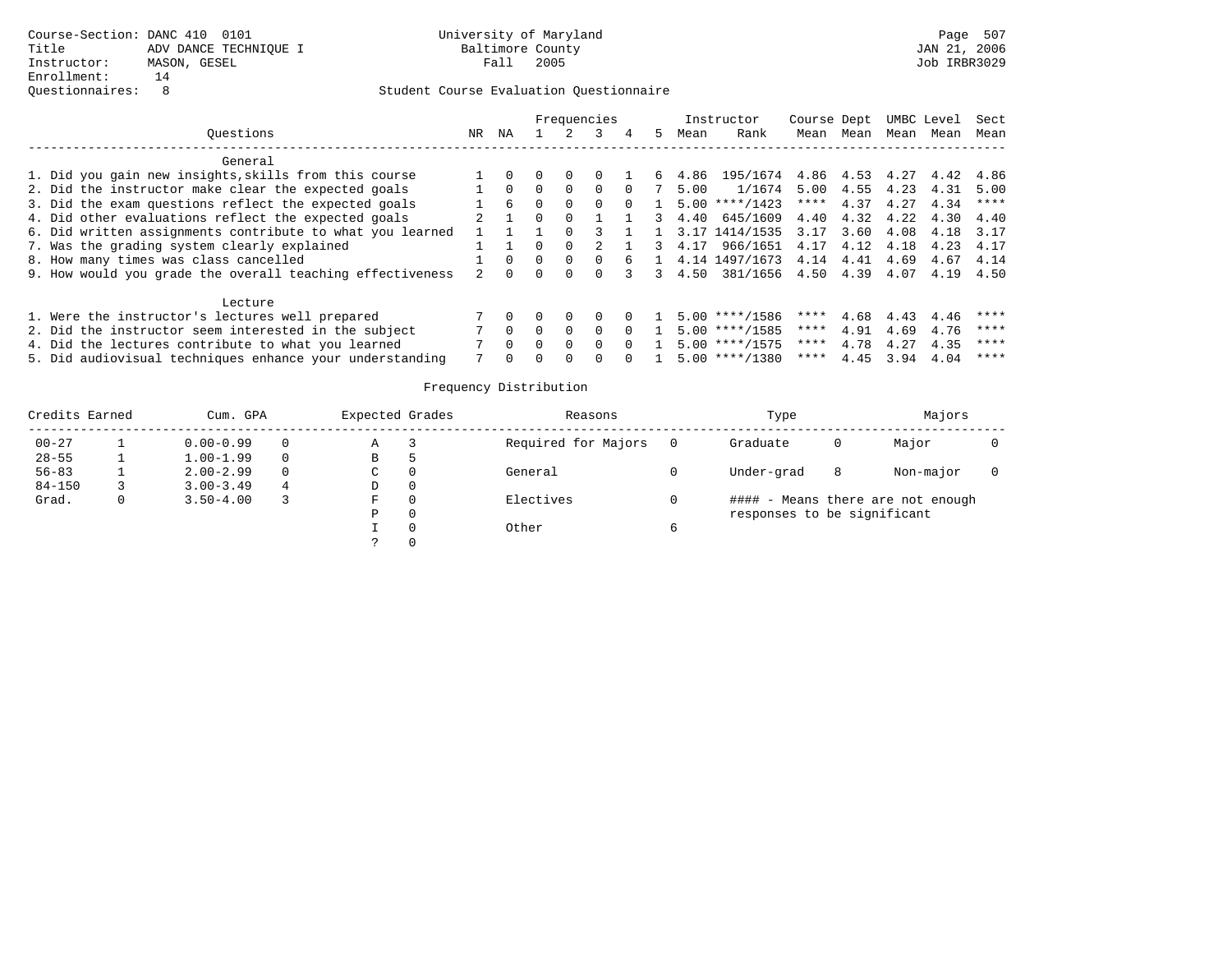Course-Section: DANC 410 0101
Title: ADV DANCE TECHNIQUE I
Instructor: MASON, GESEL
Enrollment: 14
Questionnaires: 8

University of Maryland
Baltimore County
Fall 2005

JAN 21, 2006
Job IRBR3029

## Student Course Evaluation Questionnaire

| Questions | NR | NA | 1 | 2 | 3 | 4 | 5 | Instructor Mean | Instructor Rank | Course Mean | Dept Mean | UMBC Mean | Level Mean | Sect Mean |
|---|---|---|---|---|---|---|---|---|---|---|---|---|---|---|
| **General** | | | | | | | | | | | | | | |
| 1. Did you gain new insights,skills from this course | 1 | 0 | 0 | 0 | 0 | 1 | 6 | 4.86 | 195/1674 | 4.86 | 4.53 | 4.27 | 4.42 | 4.86 |
| 2. Did the instructor make clear the expected goals | 1 | 0 | 0 | 0 | 0 | 0 | 7 | 5.00 | 1/1674 | 5.00 | 4.55 | 4.23 | 4.31 | 5.00 |
| 3. Did the exam questions reflect the expected goals | 1 | 6 | 0 | 0 | 0 | 0 | 1 | 5.00 | ****/1423 | **** | 4.37 | 4.27 | 4.34 | **** |
| 4. Did other evaluations reflect the expected goals | 2 | 1 | 0 | 0 | 1 | 1 | 3 | 4.40 | 645/1609 | 4.40 | 4.32 | 4.22 | 4.30 | 4.40 |
| 6. Did written assignments contribute to what you learned | 1 | 1 | 1 | 0 | 3 | 1 | 1 | 3.17 | 1414/1535 | 3.17 | 3.60 | 4.08 | 4.18 | 3.17 |
| 7. Was the grading system clearly explained | 1 | 1 | 0 | 0 | 2 | 1 | 3 | 4.17 | 966/1651 | 4.17 | 4.12 | 4.18 | 4.23 | 4.17 |
| 8. How many times was class cancelled | 1 | 0 | 0 | 0 | 0 | 6 | 1 | 4.14 | 1497/1673 | 4.14 | 4.41 | 4.69 | 4.67 | 4.14 |
| 9. How would you grade the overall teaching effectiveness | 2 | 0 | 0 | 0 | 0 | 3 | 3 | 4.50 | 381/1656 | 4.50 | 4.39 | 4.07 | 4.19 | 4.50 |
| **Lecture** | | | | | | | | | | | | | | |
| 1. Were the instructor's lectures well prepared | 7 | 0 | 0 | 0 | 0 | 0 | 1 | 5.00 | ****/1586 | **** | 4.68 | 4.43 | 4.46 | **** |
| 2. Did the instructor seem interested in the subject | 7 | 0 | 0 | 0 | 0 | 0 | 1 | 5.00 | ****/1585 | **** | 4.91 | 4.69 | 4.76 | **** |
| 4. Did the lectures contribute to what you learned | 7 | 0 | 0 | 0 | 0 | 0 | 1 | 5.00 | ****/1575 | **** | 4.78 | 4.27 | 4.35 | **** |
| 5. Did audiovisual techniques enhance your understanding | 7 | 0 | 0 | 0 | 0 | 0 | 1 | 5.00 | ****/1380 | **** | 4.45 | 3.94 | 4.04 | **** |

## Frequency Distribution

| Credits Earned | | Cum. GPA | | Expected Grades | | Reasons | | Type | | Majors | |
|---|---|---|---|---|---|---|---|---|---|---|---|
| 00-27 | 1 | 0.00-0.99 | 0 | A | 3 | Required for Majors | 0 | Graduate | 0 | Major | 0 |
| 28-55 | 1 | 1.00-1.99 | 0 | B | 5 | | | | | | |
| 56-83 | 1 | 2.00-2.99 | 0 | C | 0 | General | 0 | Under-grad | 8 | Non-major | 0 |
| 84-150 | 3 | 3.00-3.49 | 4 | D | 0 | | | | | | |
| Grad. | 0 | 3.50-4.00 | 3 | F | 0 | Electives | 0 | | | | |
| | | | | P | 0 | | | | | | |
| | | | | I | 0 | Other | 6 | | | | |
| | | | | ? | 0 | | | | | | |

#### - Means there are not enough responses to be significant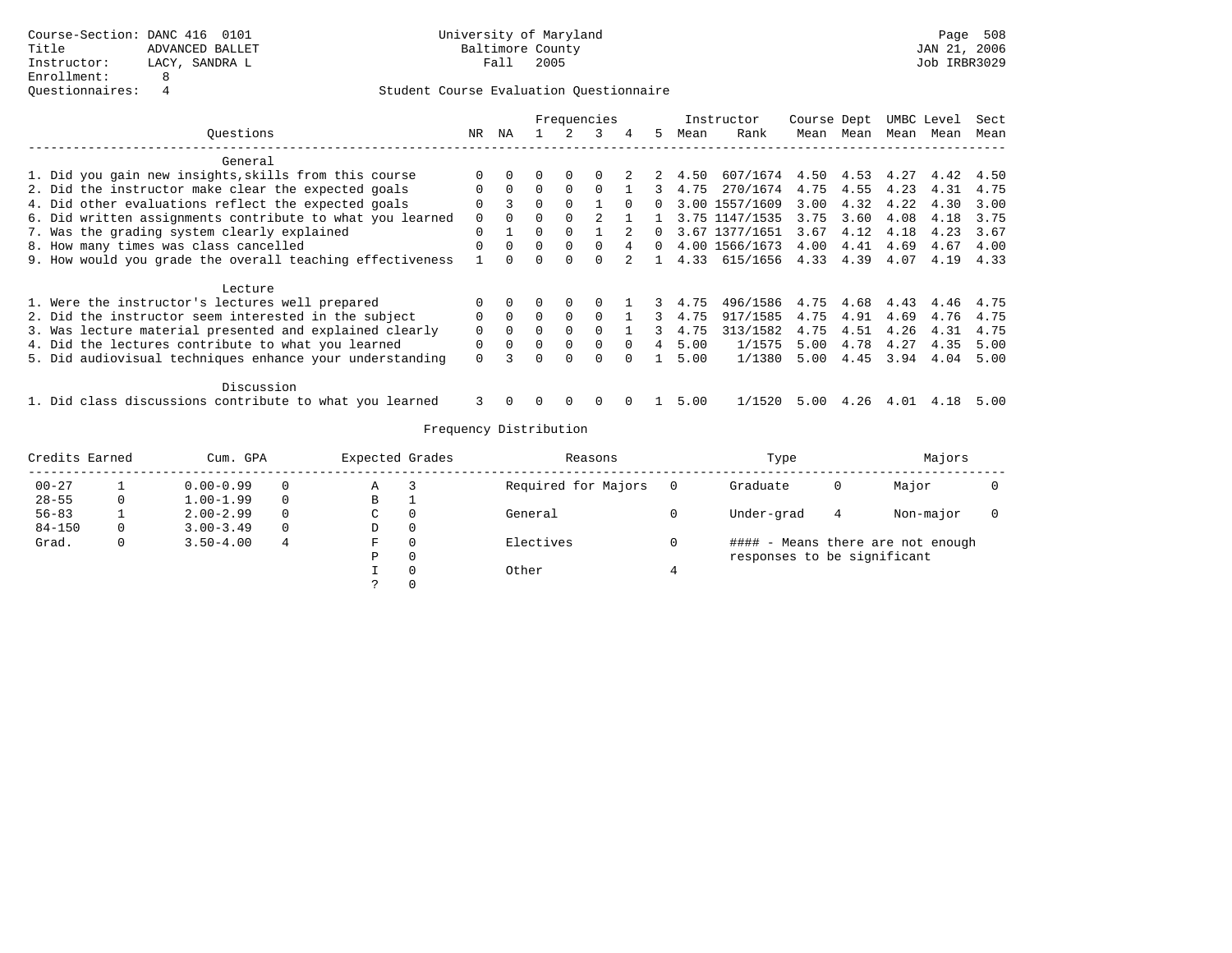Course-Section: DANC 416 0101
Title: ADVANCED BALLET
Instructor: LACY, SANDRA L
Enrollment: 8
Questionnaires: 4

University of Maryland
Baltimore County
Fall 2005

Student Course Evaluation Questionnaire

| Questions | NR | NA | 1 | 2 | 3 | 4 | 5 | Instructor Mean | Instructor Rank | Course Mean | Dept Mean | UMBC Mean | Level Mean | Sect Mean |
|---|---|---|---|---|---|---|---|---|---|---|---|---|---|---|
| **General** | | | | | | | | | | | | | | |
| 1. Did you gain new insights,skills from this course | 0 | 0 | 0 | 0 | 0 | 2 | 2 | 4.50 | 607/1674 | 4.50 | 4.53 | 4.27 | 4.42 | 4.50 |
| 2. Did the instructor make clear the expected goals | 0 | 0 | 0 | 0 | 0 | 1 | 3 | 4.75 | 270/1674 | 4.75 | 4.55 | 4.23 | 4.31 | 4.75 |
| 4. Did other evaluations reflect the expected goals | 0 | 3 | 0 | 0 | 1 | 0 | 0 | 3.00 | 1557/1609 | 3.00 | 4.32 | 4.22 | 4.30 | 3.00 |
| 6. Did written assignments contribute to what you learned | 0 | 0 | 0 | 0 | 2 | 1 | 1 | 3.75 | 1147/1535 | 3.75 | 3.60 | 4.08 | 4.18 | 3.75 |
| 7. Was the grading system clearly explained | 0 | 1 | 0 | 0 | 1 | 2 | 0 | 3.67 | 1377/1651 | 3.67 | 4.12 | 4.18 | 4.23 | 3.67 |
| 8. How many times was class cancelled | 0 | 0 | 0 | 0 | 0 | 4 | 0 | 4.00 | 1566/1673 | 4.00 | 4.41 | 4.69 | 4.67 | 4.00 |
| 9. How would you grade the overall teaching effectiveness | 1 | 0 | 0 | 0 | 0 | 2 | 1 | 4.33 | 615/1656 | 4.33 | 4.39 | 4.07 | 4.19 | 4.33 |
| **Lecture** | | | | | | | | | | | | | | |
| 1. Were the instructor's lectures well prepared | 0 | 0 | 0 | 0 | 0 | 1 | 3 | 4.75 | 496/1586 | 4.75 | 4.68 | 4.43 | 4.46 | 4.75 |
| 2. Did the instructor seem interested in the subject | 0 | 0 | 0 | 0 | 0 | 1 | 3 | 4.75 | 917/1585 | 4.75 | 4.91 | 4.69 | 4.76 | 4.75 |
| 3. Was lecture material presented and explained clearly | 0 | 0 | 0 | 0 | 0 | 1 | 3 | 4.75 | 313/1582 | 4.75 | 4.51 | 4.26 | 4.31 | 4.75 |
| 4. Did the lectures contribute to what you learned | 0 | 0 | 0 | 0 | 0 | 0 | 4 | 5.00 | 1/1575 | 5.00 | 4.78 | 4.27 | 4.35 | 5.00 |
| 5. Did audiovisual techniques enhance your understanding | 0 | 3 | 0 | 0 | 0 | 0 | 1 | 5.00 | 1/1380 | 5.00 | 4.45 | 3.94 | 4.04 | 5.00 |
| **Discussion** | | | | | | | | | | | | | | |
| 1. Did class discussions contribute to what you learned | 3 | 0 | 0 | 0 | 0 | 0 | 1 | 5.00 | 1/1520 | 5.00 | 4.26 | 4.01 | 4.18 | 5.00 |

Frequency Distribution

| Credits Earned | | Cum. GPA | | Expected Grades | | Reasons | | Type | | Majors | |
|---|---|---|---|---|---|---|---|---|---|---|---|
| 00-27 | 1 | 0.00-0.99 | 0 | A | 3 | Required for Majors | 0 | Graduate | 0 | Major | 0 |
| 28-55 | 0 | 1.00-1.99 | 0 | B | 1 | | | | | | |
| 56-83 | 1 | 2.00-2.99 | 0 | C | 0 | General | 0 | Under-grad | 4 | Non-major | 0 |
| 84-150 | 0 | 3.00-3.49 | 0 | D | 0 | | | | | | |
| Grad. | 0 | 3.50-4.00 | 4 | F | 0 | Electives | 0 | #### - Means there are not enough responses to be significant | | | |
| | | | | P | 0 | | | | | | |
| | | | | I | 0 | Other | 4 | | | | |
| | | | | ? | 0 | | | | | | |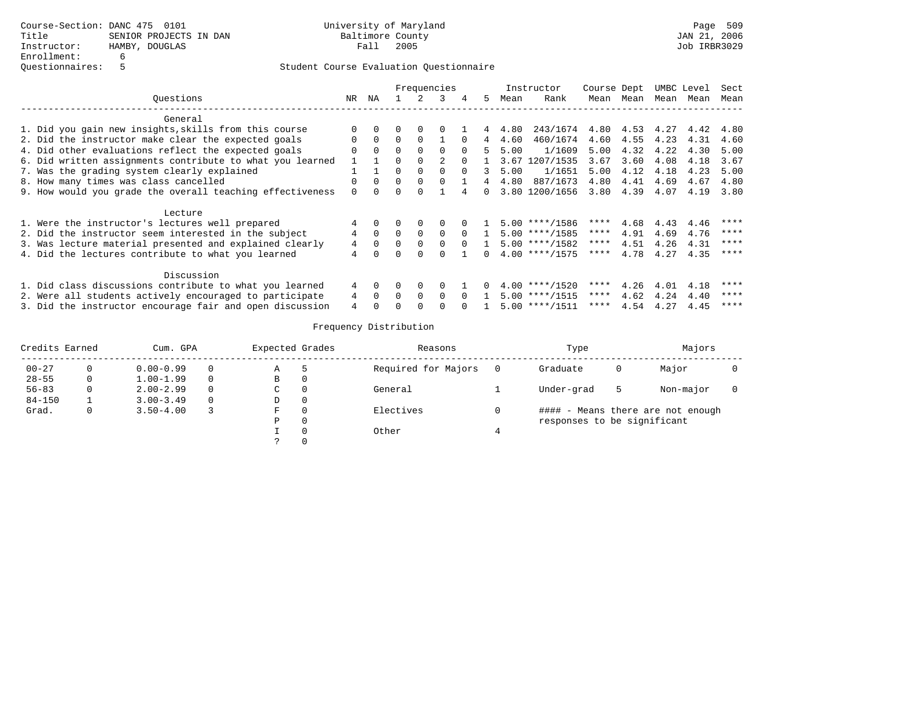Course-Section: DANC 475 0101
Title: SENIOR PROJECTS IN DAN
Instructor: HAMBY, DOUGLAS
Enrollment: 6
Questionnaires: 5

University of Maryland
Baltimore County
Fall 2005

JAN 21, 2006
Job IRBR3029

Student Course Evaluation Questionnaire

| Questions | NR | NA | 1 | 2 | 3 | 4 | 5 | Instructor Mean | Instructor Rank | Course Mean | Dept Mean | UMBC Mean | Level Mean | Sect Mean |
|---|---|---|---|---|---|---|---|---|---|---|---|---|---|---|
| **General** | | | | | | | | | | | | | | |
| 1. Did you gain new insights,skills from this course | 0 | 0 | 0 | 0 | 0 | 1 | 4 | 4.80 | 243/1674 | 4.80 | 4.53 | 4.27 | 4.42 | 4.80 |
| 2. Did the instructor make clear the expected goals | 0 | 0 | 0 | 0 | 1 | 0 | 4 | 4.60 | 460/1674 | 4.60 | 4.55 | 4.23 | 4.31 | 4.60 |
| 4. Did other evaluations reflect the expected goals | 0 | 0 | 0 | 0 | 0 | 0 | 5 | 5.00 | 1/1609 | 5.00 | 4.32 | 4.22 | 4.30 | 5.00 |
| 6. Did written assignments contribute to what you learned | 1 | 1 | 0 | 0 | 2 | 0 | 1 | 3.67 | 1207/1535 | 3.67 | 3.60 | 4.08 | 4.18 | 3.67 |
| 7. Was the grading system clearly explained | 1 | 1 | 0 | 0 | 0 | 0 | 3 | 5.00 | 1/1651 | 5.00 | 4.12 | 4.18 | 4.23 | 5.00 |
| 8. How many times was class cancelled | 0 | 0 | 0 | 0 | 0 | 1 | 4 | 4.80 | 887/1673 | 4.80 | 4.41 | 4.69 | 4.67 | 4.80 |
| 9. How would you grade the overall teaching effectiveness | 0 | 0 | 0 | 0 | 1 | 4 | 0 | 3.80 | 1200/1656 | 3.80 | 4.39 | 4.07 | 4.19 | 3.80 |
| **Lecture** | | | | | | | | | | | | | | |
| 1. Were the instructor's lectures well prepared | 4 | 0 | 0 | 0 | 0 | 0 | 1 | 5.00 | ****/1586 | **** | 4.68 | 4.43 | 4.46 | **** |
| 2. Did the instructor seem interested in the subject | 4 | 0 | 0 | 0 | 0 | 0 | 1 | 5.00 | ****/1585 | **** | 4.91 | 4.69 | 4.76 | **** |
| 3. Was lecture material presented and explained clearly | 4 | 0 | 0 | 0 | 0 | 0 | 1 | 5.00 | ****/1582 | **** | 4.51 | 4.26 | 4.31 | **** |
| 4. Did the lectures contribute to what you learned | 4 | 0 | 0 | 0 | 0 | 1 | 0 | 4.00 | ****/1575 | **** | 4.78 | 4.27 | 4.35 | **** |
| **Discussion** | | | | | | | | | | | | | | |
| 1. Did class discussions contribute to what you learned | 4 | 0 | 0 | 0 | 0 | 1 | 0 | 4.00 | ****/1520 | **** | 4.26 | 4.01 | 4.18 | **** |
| 2. Were all students actively encouraged to participate | 4 | 0 | 0 | 0 | 0 | 0 | 1 | 5.00 | ****/1515 | **** | 4.62 | 4.24 | 4.40 | **** |
| 3. Did the instructor encourage fair and open discussion | 4 | 0 | 0 | 0 | 0 | 0 | 1 | 5.00 | ****/1511 | **** | 4.54 | 4.27 | 4.45 | **** |

Frequency Distribution

| Credits Earned | | Cum. GPA | | Expected Grades | | Reasons | | Type | | Majors | |
|---|---|---|---|---|---|---|---|---|---|---|---|
| 00-27 | 0 | 0.00-0.99 | 0 | A | 5 | Required for Majors | 0 | Graduate | 0 | Major | 0 |
| 28-55 | 0 | 1.00-1.99 | 0 | B | 0 | | | | | | |
| 56-83 | 0 | 2.00-2.99 | 0 | C | 0 | General | 1 | Under-grad | 5 | Non-major | 0 |
| 84-150 | 1 | 3.00-3.49 | 0 | D | 0 | | | | | | |
| Grad. | 0 | 3.50-4.00 | 3 | F | 0 | Electives | 0 | | | | |
| | | | | P | 0 | | | | | | |
| | | | | I | 0 | Other | 4 | | | | |
| | | | | ? | 0 | | | | | | |

#### - Means there are not enough responses to be significant